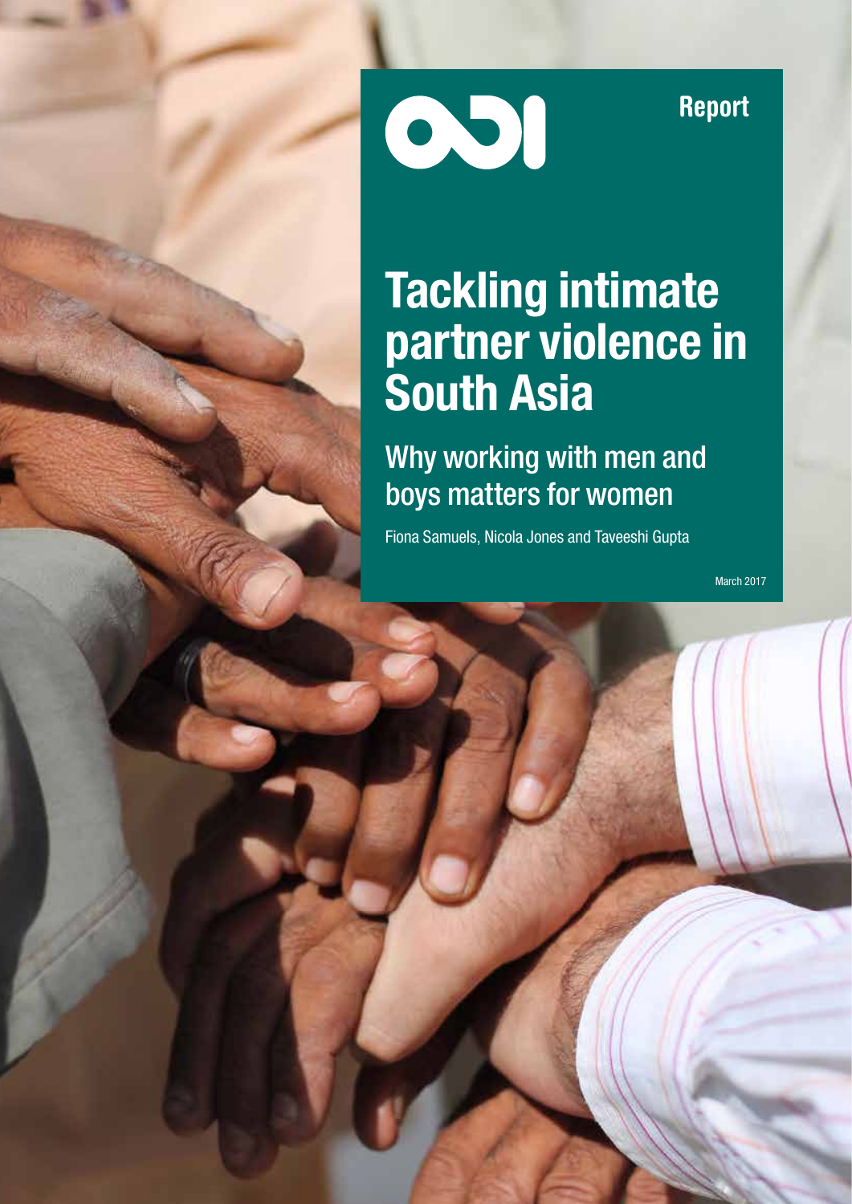ODI

Report

# Tackling intimate partner violence in South Asia

## Why working with men and boys matters for women

Fiona Samuels, Nicola Jones and Taveeshi Gupta

March 2017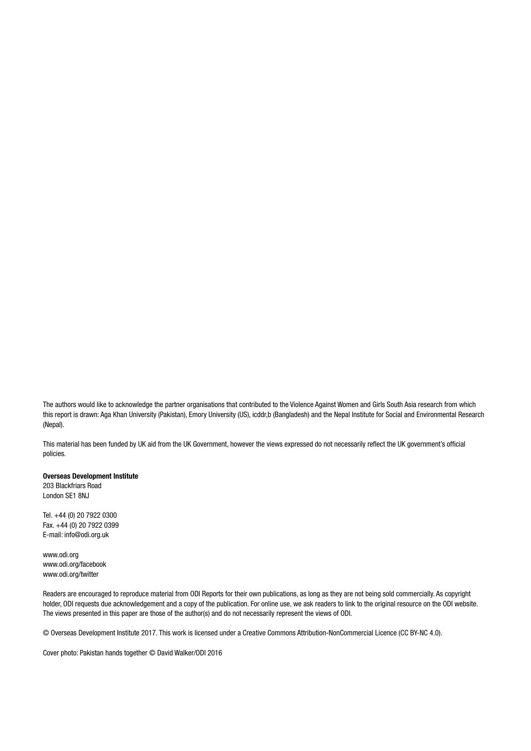The authors would like to acknowledge the partner organisations that contributed to the Violence Against Women and Girls South Asia research from which this report is drawn: Aga Khan University (Pakistan), Emory University (US), icddr,b (Bangladesh) and the Nepal Institute for Social and Environmental Research (Nepal).

This material has been funded by UK aid from the UK Government, however the views expressed do not necessarily reflect the UK government's official policies.

**Overseas Development Institute**
203 Blackfriars Road
London SE1 8NJ

Tel. +44 (0) 20 7922 0300
Fax. +44 (0) 20 7922 0399
E-mail: info@odi.org.uk

www.odi.org
www.odi.org/facebook
www.odi.org/twitter

Readers are encouraged to reproduce material from ODI Reports for their own publications, as long as they are not being sold commercially. As copyright holder, ODI requests due acknowledgement and a copy of the publication. For online use, we ask readers to link to the original resource on the ODI website. The views presented in this paper are those of the author(s) and do not necessarily represent the views of ODI.

© Overseas Development Institute 2017. This work is licensed under a Creative Commons Attribution-NonCommercial Licence (CC BY-NC 4.0).

Cover photo: Pakistan hands together © David Walker/ODI 2016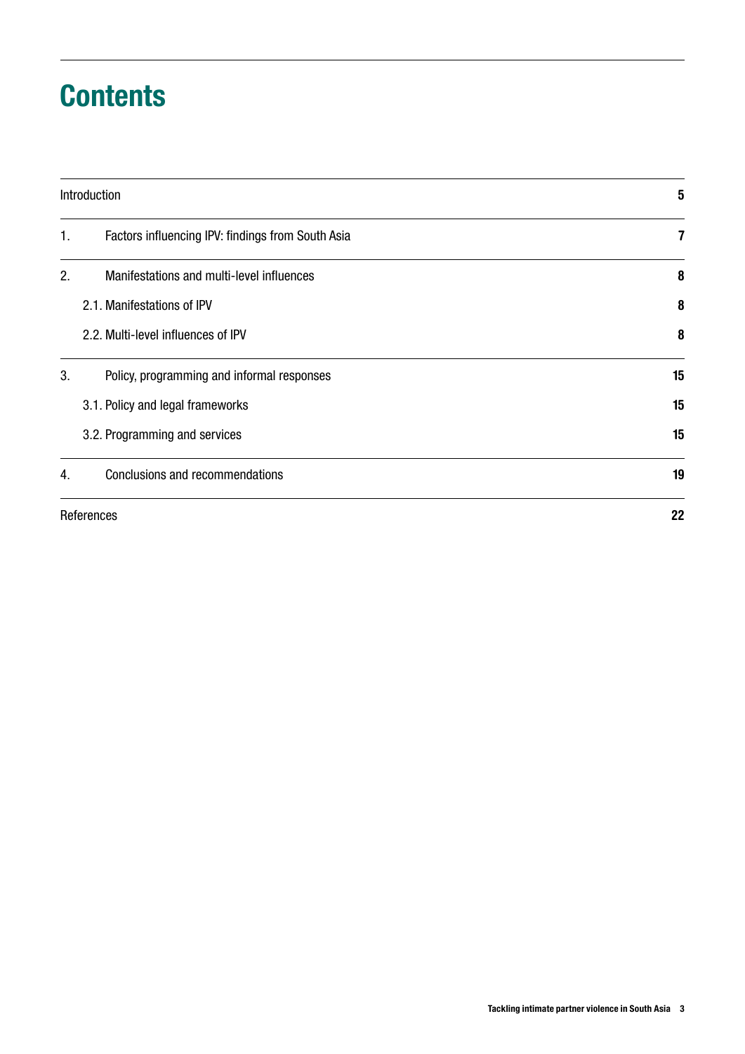# Contents

| | | |
|---|---|---|
| Introduction | | 5 |
| 1. | Factors influencing IPV: findings from South Asia | 7 |
| 2. | Manifestations and multi-level influences | 8 |
| | 2.1. Manifestations of IPV | 8 |
| | 2.2. Multi-level influences of IPV | 8 |
| 3. | Policy, programming and informal responses | 15 |
| | 3.1. Policy and legal frameworks | 15 |
| | 3.2. Programming and services | 15 |
| 4. | Conclusions and recommendations | 19 |
| References | | 22 |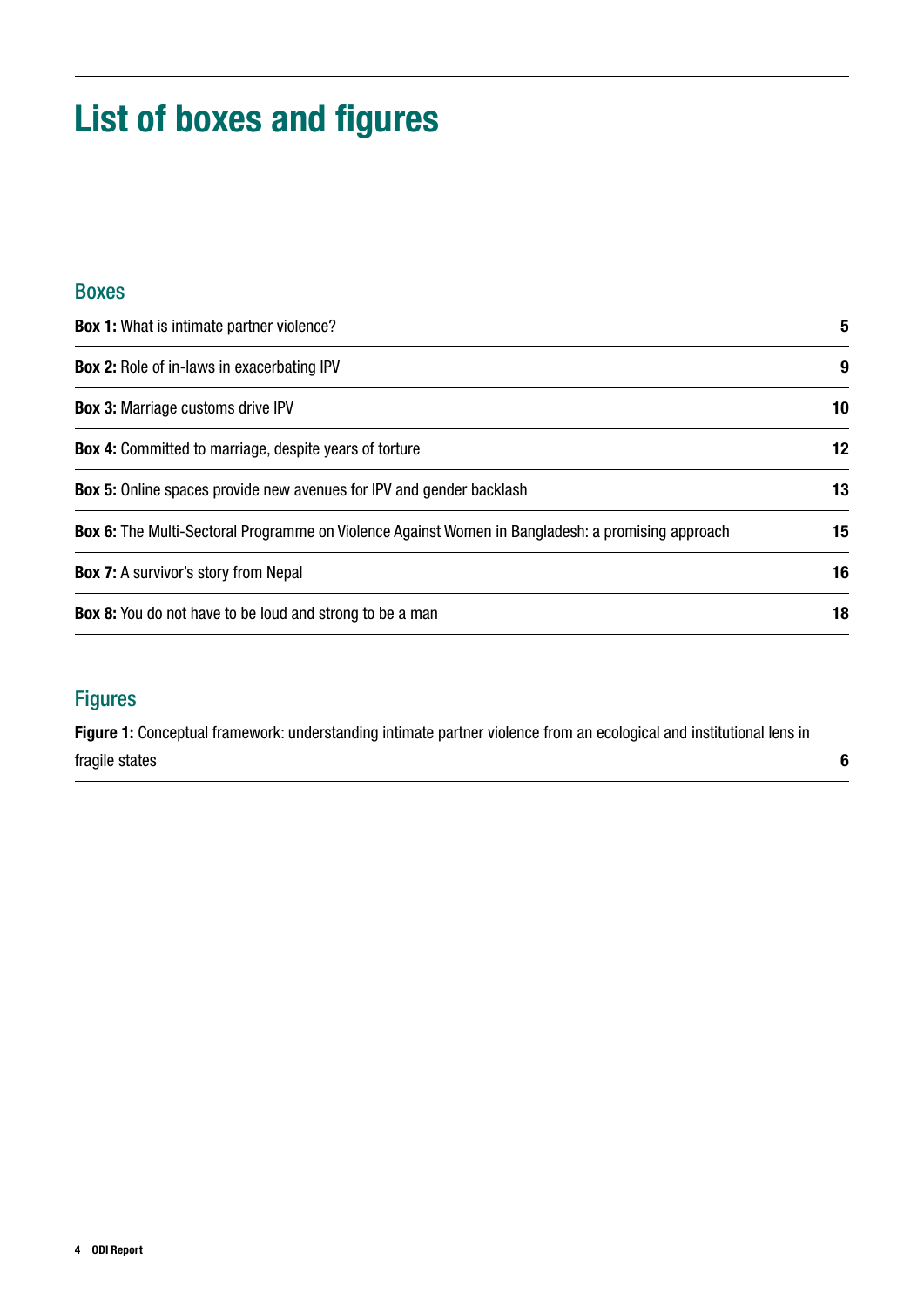# List of boxes and figures

## Boxes

**Box 1:** What is intimate partner violence? 5

**Box 2:** Role of in-laws in exacerbating IPV 9

**Box 3:** Marriage customs drive IPV 10

**Box 4:** Committed to marriage, despite years of torture 12

**Box 5:** Online spaces provide new avenues for IPV and gender backlash 13

**Box 6:** The Multi-Sectoral Programme on Violence Against Women in Bangladesh: a promising approach 15

**Box 7:** A survivor's story from Nepal 16

**Box 8:** You do not have to be loud and strong to be a man 18

## Figures

**Figure 1:** Conceptual framework: understanding intimate partner violence from an ecological and institutional lens in fragile states 6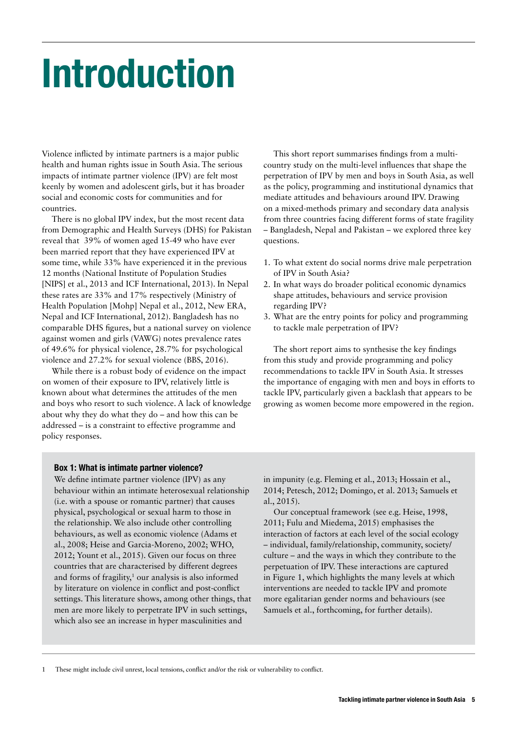# Introduction

Violence inflicted by intimate partners is a major public health and human rights issue in South Asia. The serious impacts of intimate partner violence (IPV) are felt most keenly by women and adolescent girls, but it has broader social and economic costs for communities and for countries.

There is no global IPV index, but the most recent data from Demographic and Health Surveys (DHS) for Pakistan reveal that 39% of women aged 15-49 who have ever been married report that they have experienced IPV at some time, while 33% have experienced it in the previous 12 months (National Institute of Population Studies [NIPS] et al., 2013 and ICF International, 2013). In Nepal these rates are 33% and 17% respectively (Ministry of Health Population [Mohp] Nepal et al., 2012, New ERA, Nepal and ICF International, 2012). Bangladesh has no comparable DHS figures, but a national survey on violence against women and girls (VAWG) notes prevalence rates of 49.6% for physical violence, 28.7% for psychological violence and 27.2% for sexual violence (BBS, 2016).

While there is a robust body of evidence on the impact on women of their exposure to IPV, relatively little is known about what determines the attitudes of the men and boys who resort to such violence. A lack of knowledge about why they do what they do – and how this can be addressed – is a constraint to effective programme and policy responses.

This short report summarises findings from a multi-country study on the multi-level influences that shape the perpetration of IPV by men and boys in South Asia, as well as the policy, programming and institutional dynamics that mediate attitudes and behaviours around IPV. Drawing on a mixed-methods primary and secondary data analysis from three countries facing different forms of state fragility – Bangladesh, Nepal and Pakistan – we explored three key questions.

1. To what extent do social norms drive male perpetration of IPV in South Asia?
2. In what ways do broader political economic dynamics shape attitudes, behaviours and service provision regarding IPV?
3. What are the entry points for policy and programming to tackle male perpetration of IPV?

The short report aims to synthesise the key findings from this study and provide programming and policy recommendations to tackle IPV in South Asia. It stresses the importance of engaging with men and boys in efforts to tackle IPV, particularly given a backlash that appears to be growing as women become more empowered in the region.

**Box 1: What is intimate partner violence?**

We define intimate partner violence (IPV) as any behaviour within an intimate heterosexual relationship (i.e. with a spouse or romantic partner) that causes physical, psychological or sexual harm to those in the relationship. We also include other controlling behaviours, as well as economic violence (Adams et al., 2008; Heise and Garcia-Moreno, 2002; WHO, 2012; Yount et al., 2015). Given our focus on three countries that are characterised by different degrees and forms of fragility,[1] our analysis is also informed by literature on violence in conflict and post-conflict settings. This literature shows, among other things, that men are more likely to perpetrate IPV in such settings, which also see an increase in hyper masculinities and in impunity (e.g. Fleming et al., 2013; Hossain et al., 2014; Petesch, 2012; Domingo, et al. 2013; Samuels et al., 2015).

Our conceptual framework (see e.g. Heise, 1998, 2011; Fulu and Miedema, 2015) emphasises the interaction of factors at each level of the social ecology – individual, family/relationship, community, society/culture – and the ways in which they contribute to the perpetuation of IPV. These interactions are captured in Figure 1, which highlights the many levels at which interventions are needed to tackle IPV and promote more egalitarian gender norms and behaviours (see Samuels et al., forthcoming, for further details).

1 These might include civil unrest, local tensions, conflict and/or the risk or vulnerability to conflict.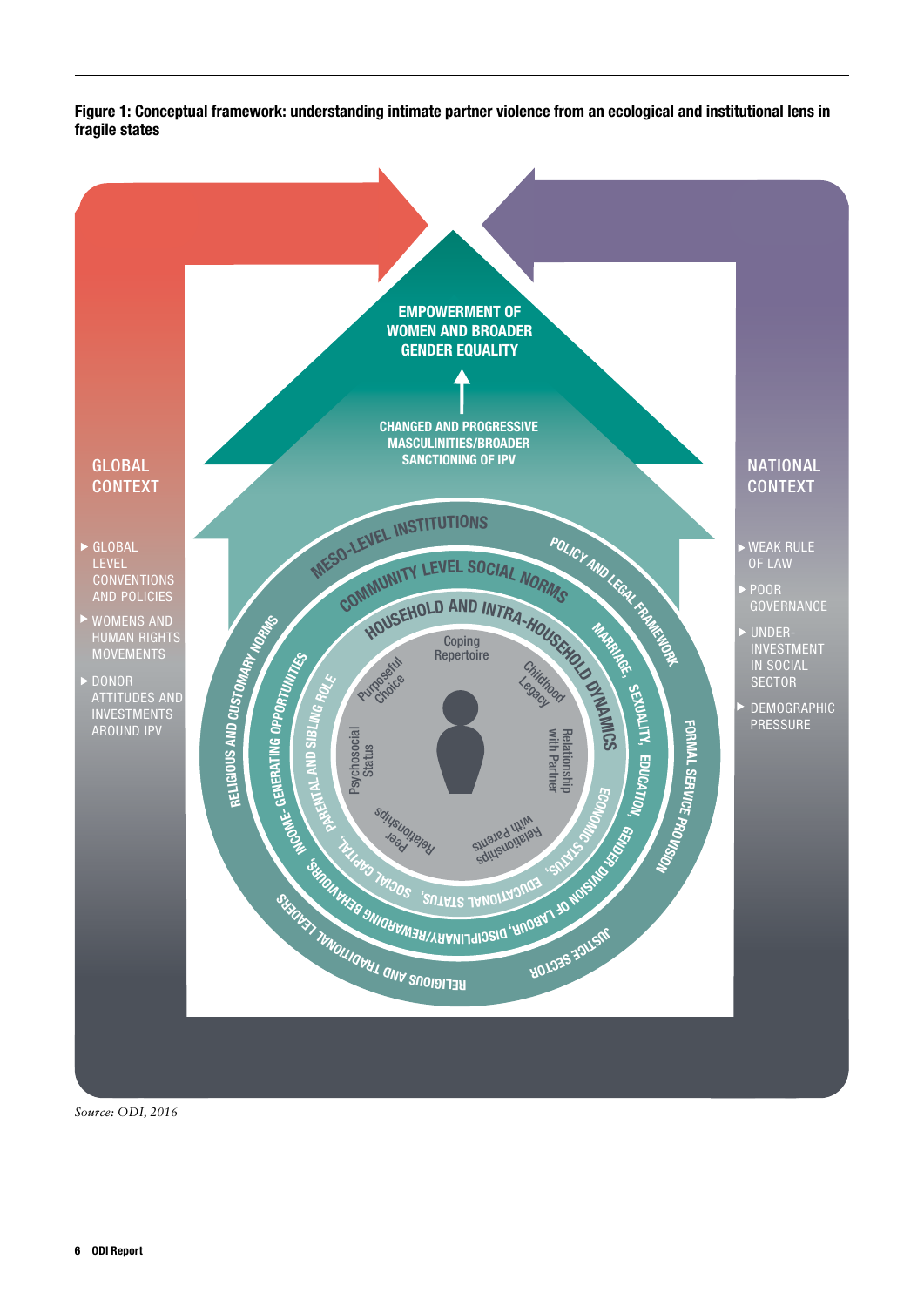**Figure 1: Conceptual framework: understanding intimate partner violence from an ecological and institutional lens in fragile states**

GLOBAL CONTEXT

- GLOBAL LEVEL CONVENTIONS AND POLICIES
- WOMENS AND HUMAN RIGHTS MOVEMENTS
- DONOR ATTITUDES AND INVESTMENTS AROUND IPV

NATIONAL CONTEXT

- WEAK RULE OF LAW
- POOR GOVERNANCE
- UNDER-INVESTMENT IN SOCIAL SECTOR
- DEMOGRAPHIC PRESSURE

EMPOWERMENT OF WOMEN AND BROADER GENDER EQUALITY

CHANGED AND PROGRESSIVE MASCULINITIES/BROADER SANCTIONING OF IPV

MESO-LEVEL INSTITUTIONS: POLICY AND LEGAL FRAMEWORK, FORMAL SERVICE PROVISION, JUSTICE SECTOR, RELIGIOUS AND TRADITIONAL LEADERS, RELIGIOUS AND CUSTOMARY NORMS

COMMUNITY LEVEL SOCIAL NORMS: MARRIAGE, SEXUALITY, EDUCATION, GENDER DIVISION OF LABOUR, DISCIPLINARY/HELP-SEEKING BEHAVIOURS, INCOME-GENERATING OPPORTUNITIES

HOUSEHOLD AND INTRA-HOUSEHOLD DYNAMICS: ECONOMIC STATUS, EDUCATIONAL STATUS, SOCIAL CAPITAL, PARENTAL AND SIBLING ROLE

Coping Repertoire, Childhood Legacy, Relationship with Partner, Relationships with Parents, Peer Relationships, Psychosocial Status, Purposeful Choice

*Source: ODI, 2016*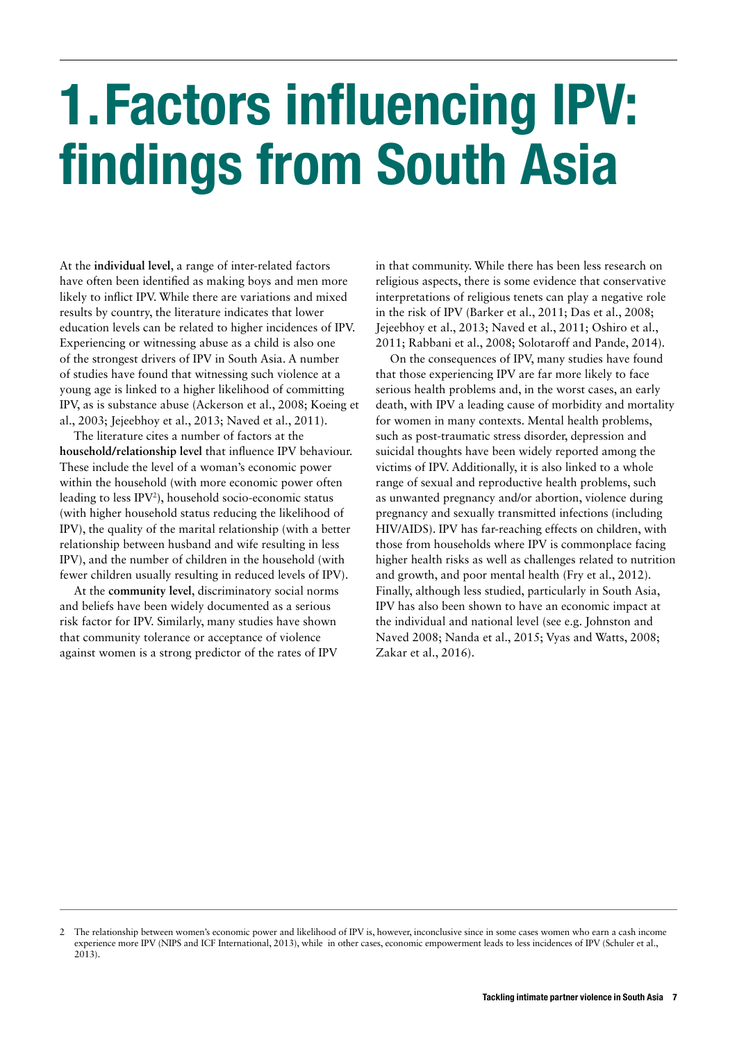# 1. Factors influencing IPV: findings from South Asia

At the **individual level**, a range of inter-related factors have often been identified as making boys and men more likely to inflict IPV. While there are variations and mixed results by country, the literature indicates that lower education levels can be related to higher incidences of IPV. Experiencing or witnessing abuse as a child is also one of the strongest drivers of IPV in South Asia. A number of studies have found that witnessing such violence at a young age is linked to a higher likelihood of committing IPV, as is substance abuse (Ackerson et al., 2008; Koeing et al., 2003; Jejeebhoy et al., 2013; Naved et al., 2011).

The literature cites a number of factors at the **household/relationship level** that influence IPV behaviour. These include the level of a woman's economic power within the household (with more economic power often leading to less IPV[2]), household socio-economic status (with higher household status reducing the likelihood of IPV), the quality of the marital relationship (with a better relationship between husband and wife resulting in less IPV), and the number of children in the household (with fewer children usually resulting in reduced levels of IPV).

At the **community level**, discriminatory social norms and beliefs have been widely documented as a serious risk factor for IPV. Similarly, many studies have shown that community tolerance or acceptance of violence against women is a strong predictor of the rates of IPV in that community. While there has been less research on religious aspects, there is some evidence that conservative interpretations of religious tenets can play a negative role in the risk of IPV (Barker et al., 2011; Das et al., 2008; Jejeebhoy et al., 2013; Naved et al., 2011; Oshiro et al., 2011; Rabbani et al., 2008; Solotaroff and Pande, 2014).

On the consequences of IPV, many studies have found that those experiencing IPV are far more likely to face serious health problems and, in the worst cases, an early death, with IPV a leading cause of morbidity and mortality for women in many contexts. Mental health problems, such as post-traumatic stress disorder, depression and suicidal thoughts have been widely reported among the victims of IPV. Additionally, it is also linked to a whole range of sexual and reproductive health problems, such as unwanted pregnancy and/or abortion, violence during pregnancy and sexually transmitted infections (including HIV/AIDS). IPV has far-reaching effects on children, with those from households where IPV is commonplace facing higher health risks as well as challenges related to nutrition and growth, and poor mental health (Fry et al., 2012). Finally, although less studied, particularly in South Asia, IPV has also been shown to have an economic impact at the individual and national level (see e.g. Johnston and Naved 2008; Nanda et al., 2015; Vyas and Watts, 2008; Zakar et al., 2016).

---

2 The relationship between women's economic power and likelihood of IPV is, however, inconclusive since in some cases women who earn a cash income experience more IPV (NIPS and ICF International, 2013), while in other cases, economic empowerment leads to less incidences of IPV (Schuler et al., 2013).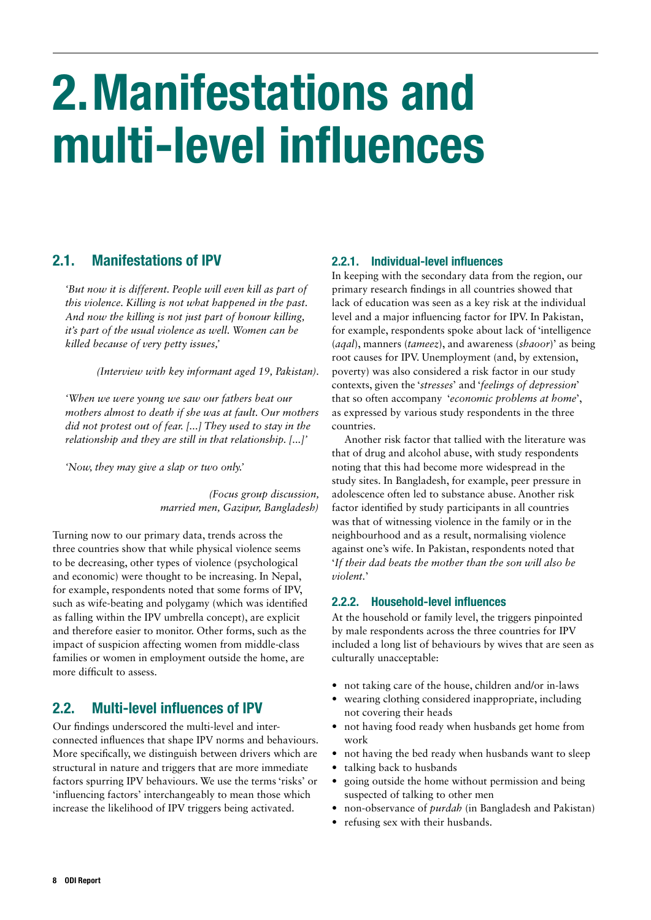# 2. Manifestations and multi-level influences

## 2.1. Manifestations of IPV

*'But now it is different. People will even kill as part of this violence. Killing is not what happened in the past. And now the killing is not just part of honour killing, it's part of the usual violence as well. Women can be killed because of very petty issues,'*

*(Interview with key informant aged 19, Pakistan).*

*'When we were young we saw our fathers beat our mothers almost to death if she was at fault. Our mothers did not protest out of fear. [...] They used to stay in the relationship and they are still in that relationship. [...]'*

*'Now, they may give a slap or two only.'*

*(Focus group discussion, married men, Gazipur, Bangladesh)*

Turning now to our primary data, trends across the three countries show that while physical violence seems to be decreasing, other types of violence (psychological and economic) were thought to be increasing. In Nepal, for example, respondents noted that some forms of IPV, such as wife-beating and polygamy (which was identified as falling within the IPV umbrella concept), are explicit and therefore easier to monitor. Other forms, such as the impact of suspicion affecting women from middle-class families or women in employment outside the home, are more difficult to assess.

## 2.2. Multi-level influences of IPV

Our findings underscored the multi-level and inter-connected influences that shape IPV norms and behaviours. More specifically, we distinguish between drivers which are structural in nature and triggers that are more immediate factors spurring IPV behaviours. We use the terms 'risks' or 'influencing factors' interchangeably to mean those which increase the likelihood of IPV triggers being activated.

### 2.2.1. Individual-level influences

In keeping with the secondary data from the region, our primary research findings in all countries showed that lack of education was seen as a key risk at the individual level and a major influencing factor for IPV. In Pakistan, for example, respondents spoke about lack of 'intelligence (*aqal*), manners (*tameez*), and awareness (*shaoor*)' as being root causes for IPV. Unemployment (and, by extension, poverty) was also considered a risk factor in our study contexts, given the '*stresses*' and '*feelings of depression*' that so often accompany '*economic problems at home*', as expressed by various study respondents in the three countries.

Another risk factor that tallied with the literature was that of drug and alcohol abuse, with study respondents noting that this had become more widespread in the study sites. In Bangladesh, for example, peer pressure in adolescence often led to substance abuse. Another risk factor identified by study participants in all countries was that of witnessing violence in the family or in the neighbourhood and as a result, normalising violence against one's wife. In Pakistan, respondents noted that '*If their dad beats the mother than the son will also be violent.*'

### 2.2.2. Household-level influences

At the household or family level, the triggers pinpointed by male respondents across the three countries for IPV included a long list of behaviours by wives that are seen as culturally unacceptable:

- not taking care of the house, children and/or in-laws
- wearing clothing considered inappropriate, including not covering their heads
- not having food ready when husbands get home from work
- not having the bed ready when husbands want to sleep
- talking back to husbands
- going outside the home without permission and being suspected of talking to other men
- non-observance of *purdah* (in Bangladesh and Pakistan)
- refusing sex with their husbands.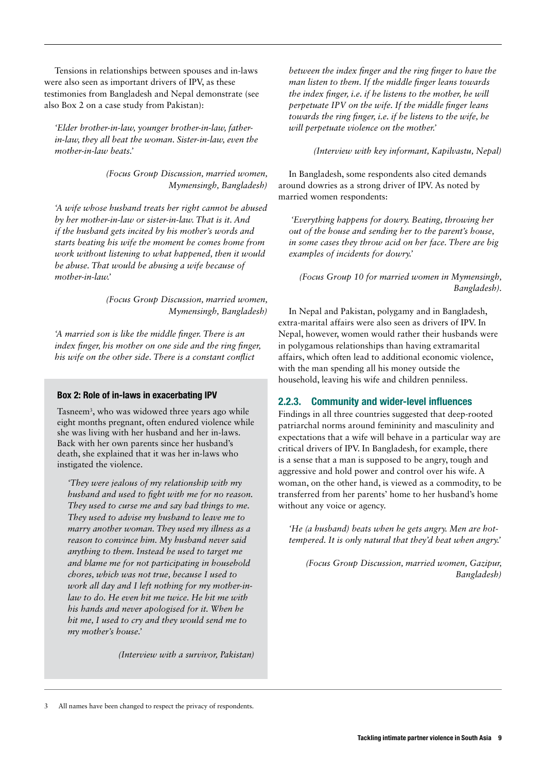Tensions in relationships between spouses and in-laws were also seen as important drivers of IPV, as these testimonies from Bangladesh and Nepal demonstrate (see also Box 2 on a case study from Pakistan):

> *'Elder brother-in-law, younger brother-in-law, father-in-law, they all beat the woman. Sister-in-law, even the mother-in-law beats.'*
>
> *(Focus Group Discussion, married women, Mymensingh, Bangladesh)*

> *'A wife whose husband treats her right cannot be abused by her mother-in-law or sister-in-law. That is it. And if the husband gets incited by his mother's words and starts beating his wife the moment he comes home from work without listening to what happened, then it would be abuse. That would be abusing a wife because of mother-in-law.'*
>
> *(Focus Group Discussion, married women, Mymensingh, Bangladesh)*

> *'A married son is like the middle finger. There is an index finger, his mother on one side and the ring finger, his wife on the other side. There is a constant conflict between the index finger and the ring finger to have the man listen to them. If the middle finger leans towards the index finger, i.e. if he listens to the mother, he will perpetuate IPV on the wife. If the middle finger leans towards the ring finger, i.e. if he listens to the wife, he will perpetuate violence on the mother.'*
>
> *(Interview with key informant, Kapilvastu, Nepal)*

### Box 2: Role of in-laws in exacerbating IPV

Tasneem[3], who was widowed three years ago while eight months pregnant, often endured violence while she was living with her husband and her in-laws. Back with her own parents since her husband's death, she explained that it was her in-laws who instigated the violence.

> *'They were jealous of my relationship with my husband and used to fight with me for no reason. They used to curse me and say bad things to me. They used to advise my husband to leave me to marry another woman. They used my illness as a reason to convince him. My husband never said anything to them. Instead he used to target me and blame me for not participating in household chores, which was not true, because I used to work all day and I left nothing for my mother-in-law to do. He even hit me twice. He hit me with his hands and never apologised for it. When he hit me, I used to cry and they would send me to my mother's house.'*
>
> *(Interview with a survivor, Pakistan)*

In Bangladesh, some respondents also cited demands around dowries as a strong driver of IPV. As noted by married women respondents:

> *'Everything happens for dowry. Beating, throwing her out of the house and sending her to the parent's house, in some cases they throw acid on her face. There are big examples of incidents for dowry.'*
>
> *(Focus Group 10 for married women in Mymensingh, Bangladesh).*

In Nepal and Pakistan, polygamy and in Bangladesh, extra-marital affairs were also seen as drivers of IPV. In Nepal, however, women would rather their husbands were in polygamous relationships than having extramarital affairs, which often lead to additional economic violence, with the man spending all his money outside the household, leaving his wife and children penniless.

### 2.2.3. Community and wider-level influences

Findings in all three countries suggested that deep-rooted patriarchal norms around femininity and masculinity and expectations that a wife will behave in a particular way are critical drivers of IPV. In Bangladesh, for example, there is a sense that a man is supposed to be angry, tough and aggressive and hold power and control over his wife. A woman, on the other hand, is viewed as a commodity, to be transferred from her parents' home to her husband's home without any voice or agency.

> *'He (a husband) beats when he gets angry. Men are hot-tempered. It is only natural that they'd beat when angry.'*
>
> *(Focus Group Discussion, married women, Gazipur, Bangladesh)*

---

3 All names have been changed to respect the privacy of respondents.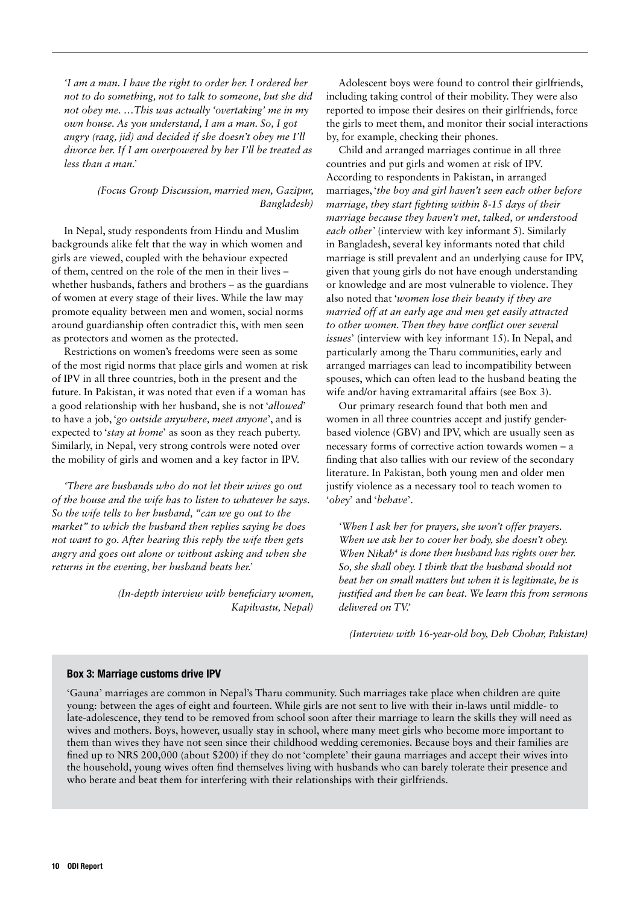*'I am a man. I have the right to order her. I ordered her not to do something, not to talk to someone, but she did not obey me. …This was actually 'overtaking' me in my own house. As you understand, I am a man. So, I got angry (raag, jid) and decided if she doesn't obey me I'll divorce her. If I am overpowered by her I'll be treated as less than a man.'*

*(Focus Group Discussion, married men, Gazipur, Bangladesh)*

In Nepal, study respondents from Hindu and Muslim backgrounds alike felt that the way in which women and girls are viewed, coupled with the behaviour expected of them, centred on the role of the men in their lives – whether husbands, fathers and brothers – as the guardians of women at every stage of their lives. While the law may promote equality between men and women, social norms around guardianship often contradict this, with men seen as protectors and women as the protected.

Restrictions on women's freedoms were seen as some of the most rigid norms that place girls and women at risk of IPV in all three countries, both in the present and the future. In Pakistan, it was noted that even if a woman has a good relationship with her husband, she is not '*allowed*' to have a job, '*go outside anywhere, meet anyone*', and is expected to '*stay at home*' as soon as they reach puberty. Similarly, in Nepal, very strong controls were noted over the mobility of girls and women and a key factor in IPV.

*'There are husbands who do not let their wives go out of the house and the wife has to listen to whatever he says. So the wife tells to her husband, "can we go out to the market" to which the husband then replies saying he does not want to go. After hearing this reply the wife then gets angry and goes out alone or without asking and when she returns in the evening, her husband beats her.'*

*(In-depth interview with beneficiary women, Kapilvastu, Nepal)*

Adolescent boys were found to control their girlfriends, including taking control of their mobility. They were also reported to impose their desires on their girlfriends, force the girls to meet them, and monitor their social interactions by, for example, checking their phones.

Child and arranged marriages continue in all three countries and put girls and women at risk of IPV. According to respondents in Pakistan, in arranged marriages, '*the boy and girl haven't seen each other before marriage, they start fighting within 8-15 days of their marriage because they haven't met, talked, or understood each other*' (interview with key informant 5). Similarly in Bangladesh, several key informants noted that child marriage is still prevalent and an underlying cause for IPV, given that young girls do not have enough understanding or knowledge and are most vulnerable to violence. They also noted that '*women lose their beauty if they are married off at an early age and men get easily attracted to other women. Then they have conflict over several issues*' (interview with key informant 15). In Nepal, and particularly among the Tharu communities, early and arranged marriages can lead to incompatibility between spouses, which can often lead to the husband beating the wife and/or having extramarital affairs (see Box 3).

Our primary research found that both men and women in all three countries accept and justify gender-based violence (GBV) and IPV, which are usually seen as necessary forms of corrective action towards women – a finding that also tallies with our review of the secondary literature. In Pakistan, both young men and older men justify violence as a necessary tool to teach women to '*obey*' and '*behave*'.

*'When I ask her for prayers, she won't offer prayers. When we ask her to cover her body, she doesn't obey. When Nikah[4] is done then husband has rights over her. So, she shall obey. I think that the husband should not beat her on small matters but when it is legitimate, he is justified and then he can beat. We learn this from sermons delivered on TV.'*

*(Interview with 16-year-old boy, Deh Chohar, Pakistan)*

### Box 3: Marriage customs drive IPV

'Gauna' marriages are common in Nepal's Tharu community. Such marriages take place when children are quite young: between the ages of eight and fourteen. While girls are not sent to live with their in-laws until middle- to late-adolescence, they tend to be removed from school soon after their marriage to learn the skills they will need as wives and mothers. Boys, however, usually stay in school, where many meet girls who become more important to them than wives they have not seen since their childhood wedding ceremonies. Because boys and their families are fined up to NRS 200,000 (about \$200) if they do not 'complete' their gauna marriages and accept their wives into the household, young wives often find themselves living with husbands who can barely tolerate their presence and who berate and beat them for interfering with their relationships with their girlfriends.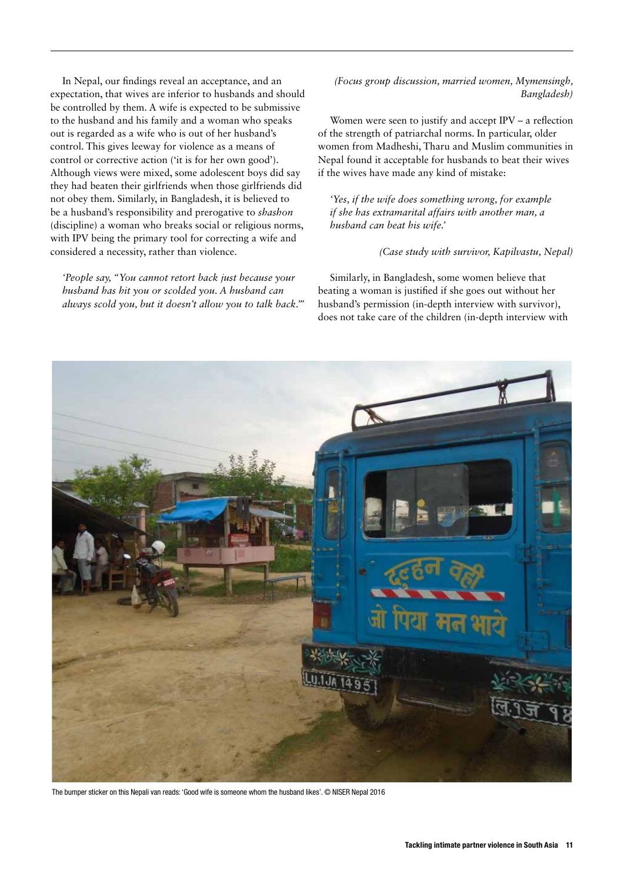In Nepal, our findings reveal an acceptance, and an expectation, that wives are inferior to husbands and should be controlled by them. A wife is expected to be submissive to the husband and his family and a woman who speaks out is regarded as a wife who is out of her husband's control. This gives leeway for violence as a means of control or corrective action ('it is for her own good'). Although views were mixed, some adolescent boys did say they had beaten their girlfriends when those girlfriends did not obey them. Similarly, in Bangladesh, it is believed to be a husband's responsibility and prerogative to *shashon* (discipline) a woman who breaks social or religious norms, with IPV being the primary tool for correcting a wife and considered a necessity, rather than violence.

*'People say, "You cannot retort back just because your husband has hit you or scolded you. A husband can always scold you, but it doesn't allow you to talk back."'*

*(Focus group discussion, married women, Mymensingh, Bangladesh)*

Women were seen to justify and accept IPV – a reflection of the strength of patriarchal norms. In particular, older women from Madheshi, Tharu and Muslim communities in Nepal found it acceptable for husbands to beat their wives if the wives have made any kind of mistake:

*'Yes, if the wife does something wrong, for example if she has extramarital affairs with another man, a husband can beat his wife.'*

*(Case study with survivor, Kapilvastu, Nepal)*

Similarly, in Bangladesh, some women believe that beating a woman is justified if she goes out without her husband's permission (in-depth interview with survivor), does not take care of the children (in-depth interview with

The bumper sticker on this Nepali van reads: 'Good wife is someone whom the husband likes'. © NISER Nepal 2016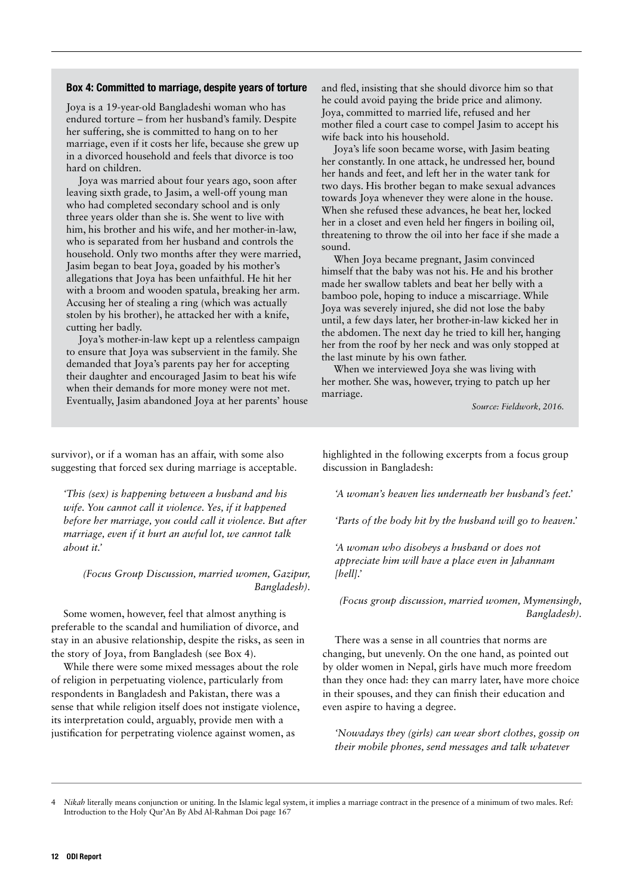### Box 4: Committed to marriage, despite years of torture

Joya is a 19-year-old Bangladeshi woman who has endured torture – from her husband's family. Despite her suffering, she is committed to hang on to her marriage, even if it costs her life, because she grew up in a divorced household and feels that divorce is too hard on children.

Joya was married about four years ago, soon after leaving sixth grade, to Jasim, a well-off young man who had completed secondary school and is only three years older than she is. She went to live with him, his brother and his wife, and her mother-in-law, who is separated from her husband and controls the household. Only two months after they were married, Jasim began to beat Joya, goaded by his mother's allegations that Joya has been unfaithful. He hit her with a broom and wooden spatula, breaking her arm. Accusing her of stealing a ring (which was actually stolen by his brother), he attacked her with a knife, cutting her badly.

Joya's mother-in-law kept up a relentless campaign to ensure that Joya was subservient in the family. She demanded that Joya's parents pay her for accepting their daughter and encouraged Jasim to beat his wife when their demands for more money were not met. Eventually, Jasim abandoned Joya at her parents' house and fled, insisting that she should divorce him so that he could avoid paying the bride price and alimony. Joya, committed to married life, refused and her mother filed a court case to compel Jasim to accept his wife back into his household.

Joya's life soon became worse, with Jasim beating her constantly. In one attack, he undressed her, bound her hands and feet, and left her in the water tank for two days. His brother began to make sexual advances towards Joya whenever they were alone in the house. When she refused these advances, he beat her, locked her in a closet and even held her fingers in boiling oil, threatening to throw the oil into her face if she made a sound.

When Joya became pregnant, Jasim convinced himself that the baby was not his. He and his brother made her swallow tablets and beat her belly with a bamboo pole, hoping to induce a miscarriage. While Joya was severely injured, she did not lose the baby until, a few days later, her brother-in-law kicked her in the abdomen. The next day he tried to kill her, hanging her from the roof by her neck and was only stopped at the last minute by his own father.

When we interviewed Joya she was living with her mother. She was, however, trying to patch up her marriage.

*Source: Fieldwork, 2016.*

survivor), or if a woman has an affair, with some also suggesting that forced sex during marriage is acceptable.

> *'This (sex) is happening between a husband and his wife. You cannot call it violence. Yes, if it happened before her marriage, you could call it violence. But after marriage, even if it hurt an awful lot, we cannot talk about it.'*
>
> *(Focus Group Discussion, married women, Gazipur, Bangladesh).*

Some women, however, feel that almost anything is preferable to the scandal and humiliation of divorce, and stay in an abusive relationship, despite the risks, as seen in the story of Joya, from Bangladesh (see Box 4).

While there were some mixed messages about the role of religion in perpetuating violence, particularly from respondents in Bangladesh and Pakistan, there was a sense that while religion itself does not instigate violence, its interpretation could, arguably, provide men with a justification for perpetrating violence against women, as highlighted in the following excerpts from a focus group discussion in Bangladesh:

> *'A woman's heaven lies underneath her husband's feet.'*
>
> *'Parts of the body hit by the husband will go to heaven.'*
>
> *'A woman who disobeys a husband or does not appreciate him will have a place even in Jahannam [hell].'*
>
> *(Focus group discussion, married women, Mymensingh, Bangladesh).*

There was a sense in all countries that norms are changing, but unevenly. On the one hand, as pointed out by older women in Nepal, girls have much more freedom than they once had: they can marry later, have more choice in their spouses, and they can finish their education and even aspire to having a degree.

> *'Nowadays they (girls) can wear short clothes, gossip on their mobile phones, send messages and talk whatever*

---

4 *Nikah* literally means conjunction or uniting. In the Islamic legal system, it implies a marriage contract in the presence of a minimum of two males. Ref: Introduction to the Holy Qur'An By Abd Al-Rahman Doi page 167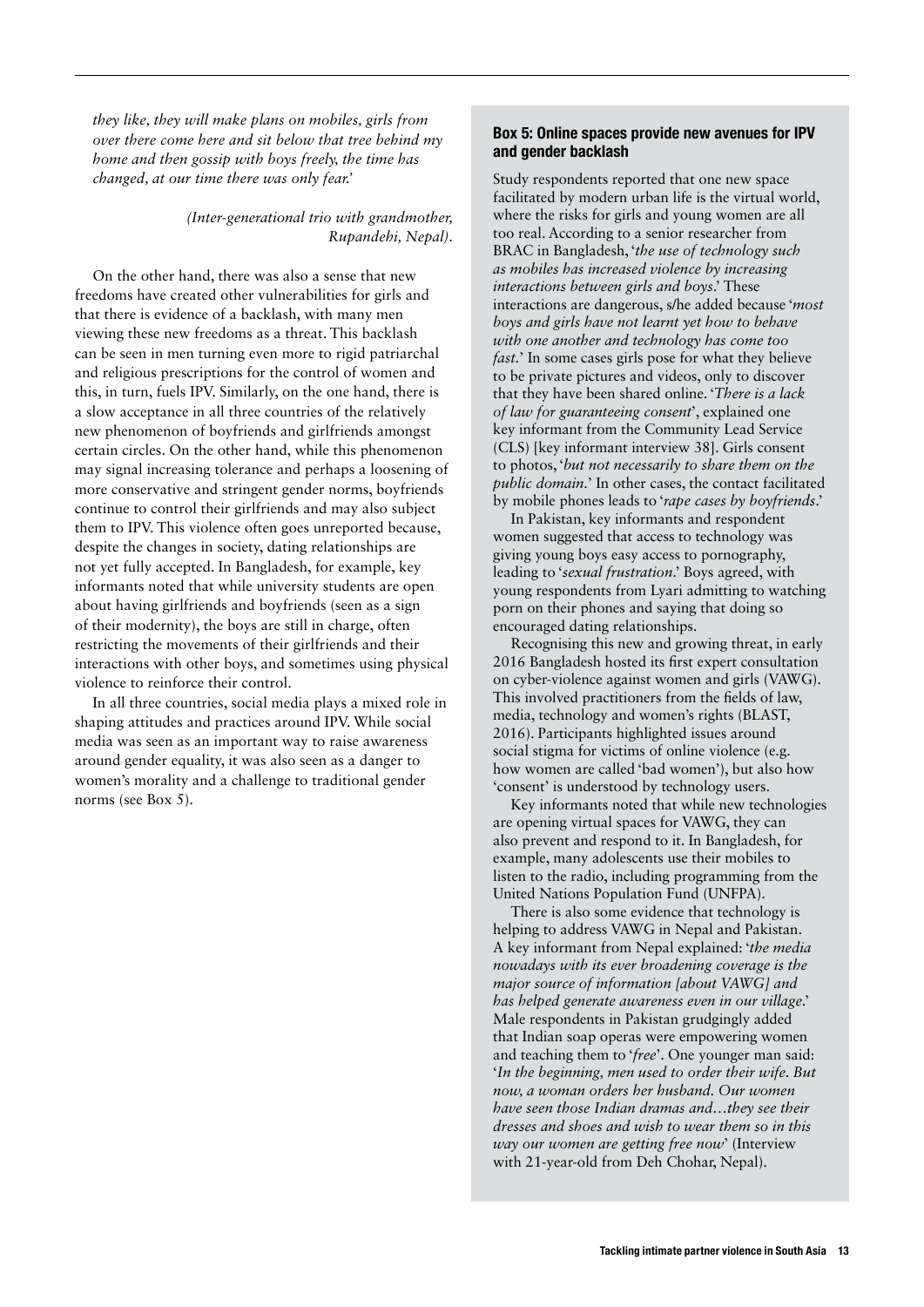*they like, they will make plans on mobiles, girls from over there come here and sit below that tree behind my home and then gossip with boys freely, the time has changed, at our time there was only fear.'*

*(Inter-generational trio with grandmother, Rupandehi, Nepal).*

On the other hand, there was also a sense that new freedoms have created other vulnerabilities for girls and that there is evidence of a backlash, with many men viewing these new freedoms as a threat. This backlash can be seen in men turning even more to rigid patriarchal and religious prescriptions for the control of women and this, in turn, fuels IPV. Similarly, on the one hand, there is a slow acceptance in all three countries of the relatively new phenomenon of boyfriends and girlfriends amongst certain circles. On the other hand, while this phenomenon may signal increasing tolerance and perhaps a loosening of more conservative and stringent gender norms, boyfriends continue to control their girlfriends and may also subject them to IPV. This violence often goes unreported because, despite the changes in society, dating relationships are not yet fully accepted. In Bangladesh, for example, key informants noted that while university students are open about having girlfriends and boyfriends (seen as a sign of their modernity), the boys are still in charge, often restricting the movements of their girlfriends and their interactions with other boys, and sometimes using physical violence to reinforce their control.

In all three countries, social media plays a mixed role in shaping attitudes and practices around IPV. While social media was seen as an important way to raise awareness around gender equality, it was also seen as a danger to women's morality and a challenge to traditional gender norms (see Box 5).

### Box 5: Online spaces provide new avenues for IPV and gender backlash

Study respondents reported that one new space facilitated by modern urban life is the virtual world, where the risks for girls and young women are all too real. According to a senior researcher from BRAC in Bangladesh, '*the use of technology such as mobiles has increased violence by increasing interactions between girls and boys*.' These interactions are dangerous, s/he added because '*most boys and girls have not learnt yet how to behave with one another and technology has come too fast*.' In some cases girls pose for what they believe to be private pictures and videos, only to discover that they have been shared online. '*There is a lack of law for guaranteeing consent*', explained one key informant from the Community Lead Service (CLS) [key informant interview 38]. Girls consent to photos, '*but not necessarily to share them on the public domain*.' In other cases, the contact facilitated by mobile phones leads to '*rape cases by boyfriends*.'

In Pakistan, key informants and respondent women suggested that access to technology was giving young boys easy access to pornography, leading to '*sexual frustration*.' Boys agreed, with young respondents from Lyari admitting to watching porn on their phones and saying that doing so encouraged dating relationships.

Recognising this new and growing threat, in early 2016 Bangladesh hosted its first expert consultation on cyber-violence against women and girls (VAWG). This involved practitioners from the fields of law, media, technology and women's rights (BLAST, 2016). Participants highlighted issues around social stigma for victims of online violence (e.g. how women are called 'bad women'), but also how 'consent' is understood by technology users.

Key informants noted that while new technologies are opening virtual spaces for VAWG, they can also prevent and respond to it. In Bangladesh, for example, many adolescents use their mobiles to listen to the radio, including programming from the United Nations Population Fund (UNFPA).

There is also some evidence that technology is helping to address VAWG in Nepal and Pakistan. A key informant from Nepal explained: '*the media nowadays with its ever broadening coverage is the major source of information [about VAWG] and has helped generate awareness even in our village*.' Male respondents in Pakistan grudgingly added that Indian soap operas were empowering women and teaching them to '*free*'. One younger man said: '*In the beginning, men used to order their wife. But now, a woman orders her husband. Our women have seen those Indian dramas and…they see their dresses and shoes and wish to wear them so in this way our women are getting free now*' (Interview with 21-year-old from Deh Chohar, Nepal).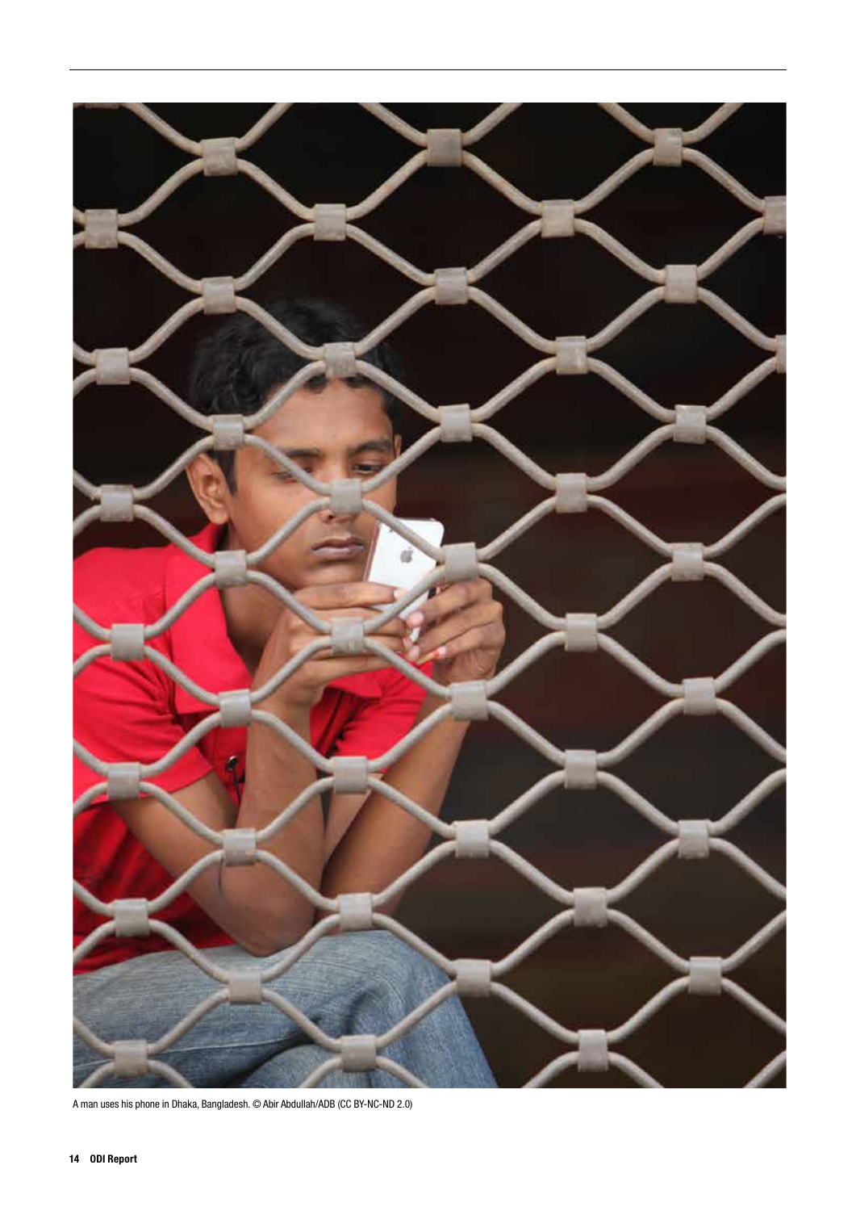A man uses his phone in Dhaka, Bangladesh. © Abir Abdullah/ADB (CC BY-NC-ND 2.0)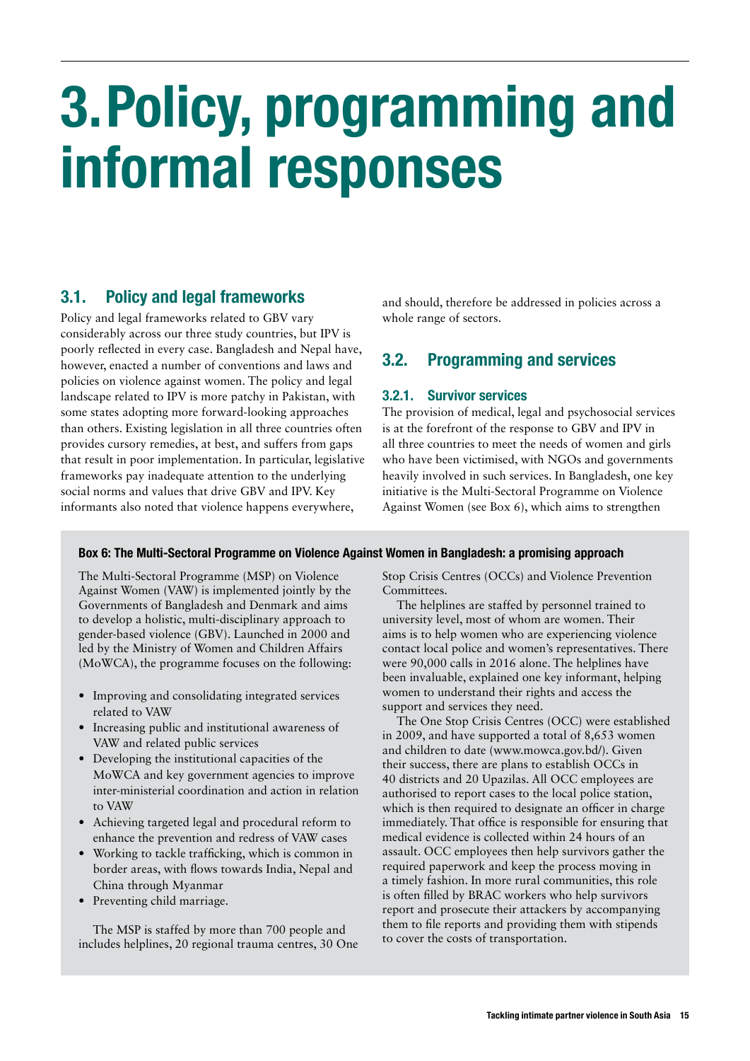# 3. Policy, programming and informal responses

## 3.1. Policy and legal frameworks

Policy and legal frameworks related to GBV vary considerably across our three study countries, but IPV is poorly reflected in every case. Bangladesh and Nepal have, however, enacted a number of conventions and laws and policies on violence against women. The policy and legal landscape related to IPV is more patchy in Pakistan, with some states adopting more forward-looking approaches than others. Existing legislation in all three countries often provides cursory remedies, at best, and suffers from gaps that result in poor implementation. In particular, legislative frameworks pay inadequate attention to the underlying social norms and values that drive GBV and IPV. Key informants also noted that violence happens everywhere, and should, therefore be addressed in policies across a whole range of sectors.

## 3.2. Programming and services

### 3.2.1. Survivor services

The provision of medical, legal and psychosocial services is at the forefront of the response to GBV and IPV in all three countries to meet the needs of women and girls who have been victimised, with NGOs and governments heavily involved in such services. In Bangladesh, one key initiative is the Multi-Sectoral Programme on Violence Against Women (see Box 6), which aims to strengthen

#### Box 6: The Multi-Sectoral Programme on Violence Against Women in Bangladesh: a promising approach

The Multi-Sectoral Programme (MSP) on Violence Against Women (VAW) is implemented jointly by the Governments of Bangladesh and Denmark and aims to develop a holistic, multi-disciplinary approach to gender-based violence (GBV). Launched in 2000 and led by the Ministry of Women and Children Affairs (MoWCA), the programme focuses on the following:

- Improving and consolidating integrated services related to VAW
- Increasing public and institutional awareness of VAW and related public services
- Developing the institutional capacities of the MoWCA and key government agencies to improve inter-ministerial coordination and action in relation to VAW
- Achieving targeted legal and procedural reform to enhance the prevention and redress of VAW cases
- Working to tackle trafficking, which is common in border areas, with flows towards India, Nepal and China through Myanmar
- Preventing child marriage.

The MSP is staffed by more than 700 people and includes helplines, 20 regional trauma centres, 30 One Stop Crisis Centres (OCCs) and Violence Prevention Committees.

The helplines are staffed by personnel trained to university level, most of whom are women. Their aims is to help women who are experiencing violence contact local police and women's representatives. There were 90,000 calls in 2016 alone. The helplines have been invaluable, explained one key informant, helping women to understand their rights and access the support and services they need.

The One Stop Crisis Centres (OCC) were established in 2009, and have supported a total of 8,653 women and children to date (www.mowca.gov.bd/). Given their success, there are plans to establish OCCs in 40 districts and 20 Upazilas. All OCC employees are authorised to report cases to the local police station, which is then required to designate an officer in charge immediately. That office is responsible for ensuring that medical evidence is collected within 24 hours of an assault. OCC employees then help survivors gather the required paperwork and keep the process moving in a timely fashion. In more rural communities, this role is often filled by BRAC workers who help survivors report and prosecute their attackers by accompanying them to file reports and providing them with stipends to cover the costs of transportation.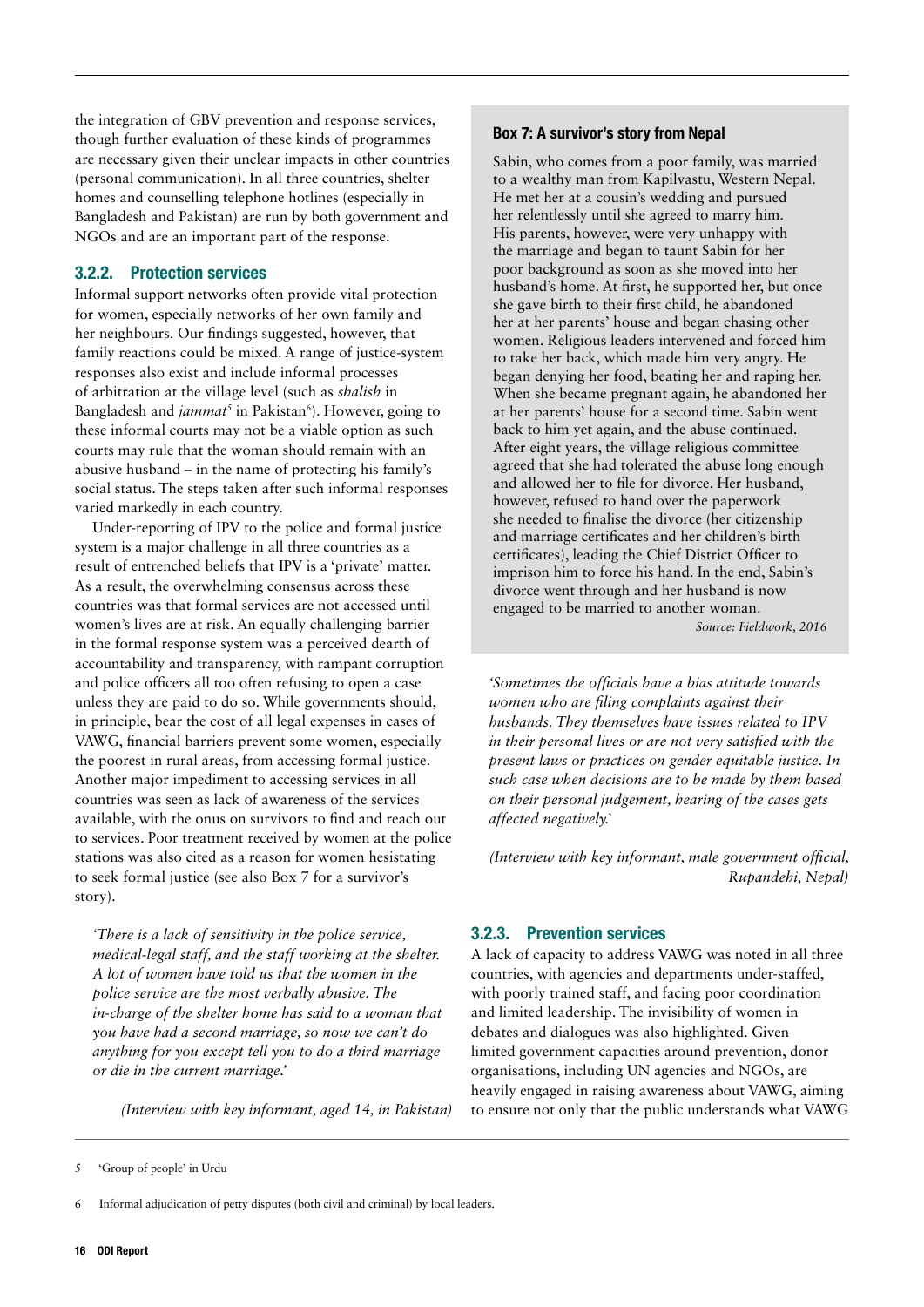the integration of GBV prevention and response services, though further evaluation of these kinds of programmes are necessary given their unclear impacts in other countries (personal communication). In all three countries, shelter homes and counselling telephone hotlines (especially in Bangladesh and Pakistan) are run by both government and NGOs and are an important part of the response.

### 3.2.2. Protection services

Informal support networks often provide vital protection for women, especially networks of her own family and her neighbours. Our findings suggested, however, that family reactions could be mixed. A range of justice-system responses also exist and include informal processes of arbitration at the village level (such as *shalish* in Bangladesh and *jammat*[5] in Pakistan[6]). However, going to these informal courts may not be a viable option as such courts may rule that the woman should remain with an abusive husband – in the name of protecting his family's social status. The steps taken after such informal responses varied markedly in each country.

Under-reporting of IPV to the police and formal justice system is a major challenge in all three countries as a result of entrenched beliefs that IPV is a 'private' matter. As a result, the overwhelming consensus across these countries was that formal services are not accessed until women's lives are at risk. An equally challenging barrier in the formal response system was a perceived dearth of accountability and transparency, with rampant corruption and police officers all too often refusing to open a case unless they are paid to do so. While governments should, in principle, bear the cost of all legal expenses in cases of VAWG, financial barriers prevent some women, especially the poorest in rural areas, from accessing formal justice. Another major impediment to accessing services in all countries was seen as lack of awareness of the services available, with the onus on survivors to find and reach out to services. Poor treatment received by women at the police stations was also cited as a reason for women hesitating to seek formal justice (see also Box 7 for a survivor's story).

> *'There is a lack of sensitivity in the police service, medical-legal staff, and the staff working at the shelter. A lot of women have told us that the women in the police service are the most verbally abusive. The in-charge of the shelter home has said to a woman that you have had a second marriage, so now we can't do anything for you except tell you to do a third marriage or die in the current marriage.'*
>
> *(Interview with key informant, aged 14, in Pakistan)*

**Box 7: A survivor's story from Nepal**

Sabin, who comes from a poor family, was married to a wealthy man from Kapilvastu, Western Nepal. He met her at a cousin's wedding and pursued her relentlessly until she agreed to marry him. His parents, however, were very unhappy with the marriage and began to taunt Sabin for her poor background as soon as she moved into her husband's home. At first, he supported her, but once she gave birth to their first child, he abandoned her at her parents' house and began chasing other women. Religious leaders intervened and forced him to take her back, which made him very angry. He began denying her food, beating her and raping her. When she became pregnant again, he abandoned her at her parents' house for a second time. Sabin went back to him yet again, and the abuse continued. After eight years, the village religious committee agreed that she had tolerated the abuse long enough and allowed her to file for divorce. Her husband, however, refused to hand over the paperwork she needed to finalise the divorce (her citizenship and marriage certificates and her children's birth certificates), leading the Chief District Officer to imprison him to force his hand. In the end, Sabin's divorce went through and her husband is now engaged to be married to another woman.

*Source: Fieldwork, 2016*

> *'Sometimes the officials have a bias attitude towards women who are filing complaints against their husbands. They themselves have issues related to IPV in their personal lives or are not very satisfied with the present laws or practices on gender equitable justice. In such case when decisions are to be made by them based on their personal judgement, hearing of the cases gets affected negatively.'*
>
> *(Interview with key informant, male government official, Rupandehi, Nepal)*

### 3.2.3. Prevention services

A lack of capacity to address VAWG was noted in all three countries, with agencies and departments under-staffed, with poorly trained staff, and facing poor coordination and limited leadership. The invisibility of women in debates and dialogues was also highlighted. Given limited government capacities around prevention, donor organisations, including UN agencies and NGOs, are heavily engaged in raising awareness about VAWG, aiming to ensure not only that the public understands what VAWG

---

5 'Group of people' in Urdu

6 Informal adjudication of petty disputes (both civil and criminal) by local leaders.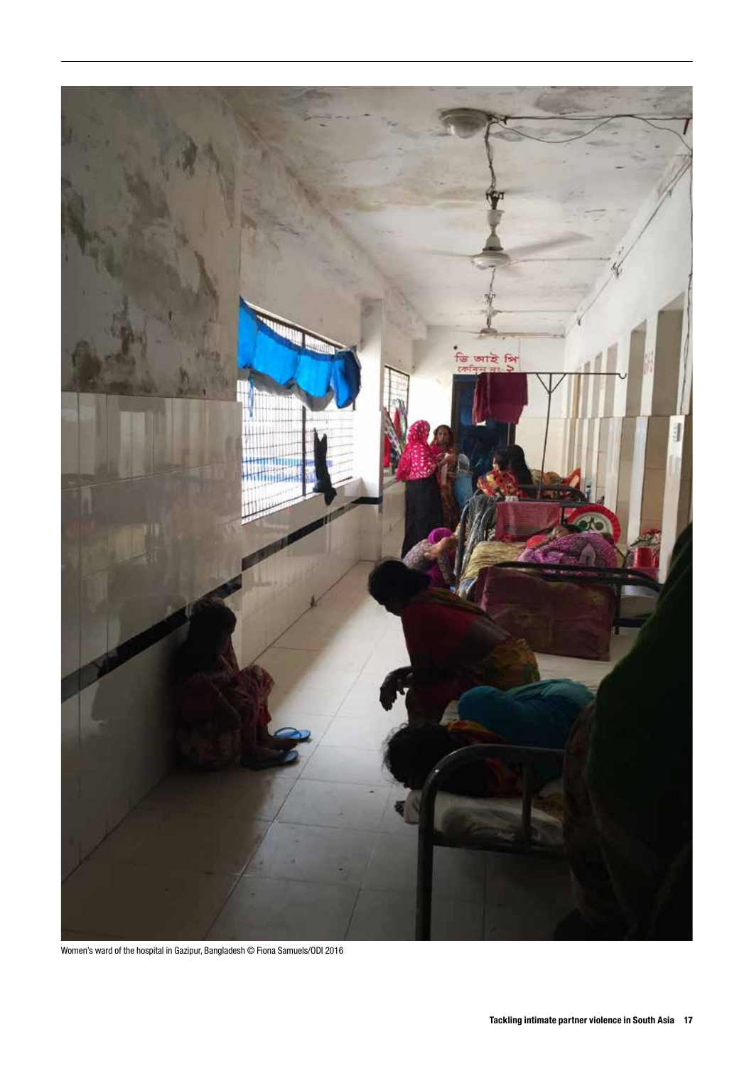Women's ward of the hospital in Gazipur, Bangladesh © Fiona Samuels/ODI 2016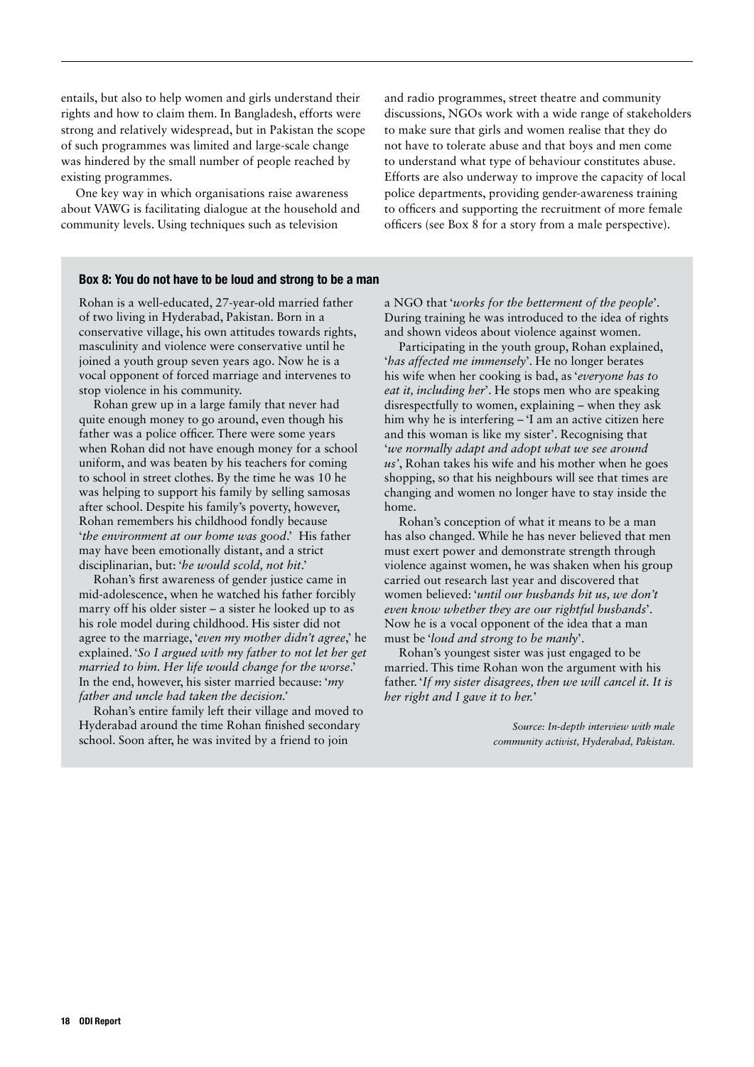entails, but also to help women and girls understand their rights and how to claim them. In Bangladesh, efforts were strong and relatively widespread, but in Pakistan the scope of such programmes was limited and large-scale change was hindered by the small number of people reached by existing programmes.

One key way in which organisations raise awareness about VAWG is facilitating dialogue at the household and community levels. Using techniques such as television and radio programmes, street theatre and community discussions, NGOs work with a wide range of stakeholders to make sure that girls and women realise that they do not have to tolerate abuse and that boys and men come to understand what type of behaviour constitutes abuse. Efforts are also underway to improve the capacity of local police departments, providing gender-awareness training to officers and supporting the recruitment of more female officers (see Box 8 for a story from a male perspective).

### Box 8: You do not have to be loud and strong to be a man

Rohan is a well-educated, 27-year-old married father of two living in Hyderabad, Pakistan. Born in a conservative village, his own attitudes towards rights, masculinity and violence were conservative until he joined a youth group seven years ago. Now he is a vocal opponent of forced marriage and intervenes to stop violence in his community.

Rohan grew up in a large family that never had quite enough money to go around, even though his father was a police officer. There were some years when Rohan did not have enough money for a school uniform, and was beaten by his teachers for coming to school in street clothes. By the time he was 10 he was helping to support his family by selling samosas after school. Despite his family's poverty, however, Rohan remembers his childhood fondly because '*the environment at our home was good*.' His father may have been emotionally distant, and a strict disciplinarian, but: '*he would scold, not hit*.'

Rohan's first awareness of gender justice came in mid-adolescence, when he watched his father forcibly marry off his older sister – a sister he looked up to as his role model during childhood. His sister did not agree to the marriage, '*even my mother didn't agree*,' he explained. '*So I argued with my father to not let her get married to him. Her life would change for the worse*.' In the end, however, his sister married because: '*my father and uncle had taken the decision*.'

Rohan's entire family left their village and moved to Hyderabad around the time Rohan finished secondary school. Soon after, he was invited by a friend to join a NGO that '*works for the betterment of the people*'. During training he was introduced to the idea of rights and shown videos about violence against women.

Participating in the youth group, Rohan explained, '*has affected me immensely*'. He no longer berates his wife when her cooking is bad, as '*everyone has to eat it, including her*'. He stops men who are speaking disrespectfully to women, explaining – when they ask him why he is interfering – 'I am an active citizen here and this woman is like my sister'. Recognising that '*we normally adapt and adopt what we see around us*', Rohan takes his wife and his mother when he goes shopping, so that his neighbours will see that times are changing and women no longer have to stay inside the home.

Rohan's conception of what it means to be a man has also changed. While he has never believed that men must exert power and demonstrate strength through violence against women, he was shaken when his group carried out research last year and discovered that women believed: '*until our husbands hit us, we don't even know whether they are our rightful husbands*'. Now he is a vocal opponent of the idea that a man must be '*loud and strong to be manly*'.

Rohan's youngest sister was just engaged to be married. This time Rohan won the argument with his father. '*If my sister disagrees, then we will cancel it. It is her right and I gave it to her*.'

*Source: In-depth interview with male community activist, Hyderabad, Pakistan.*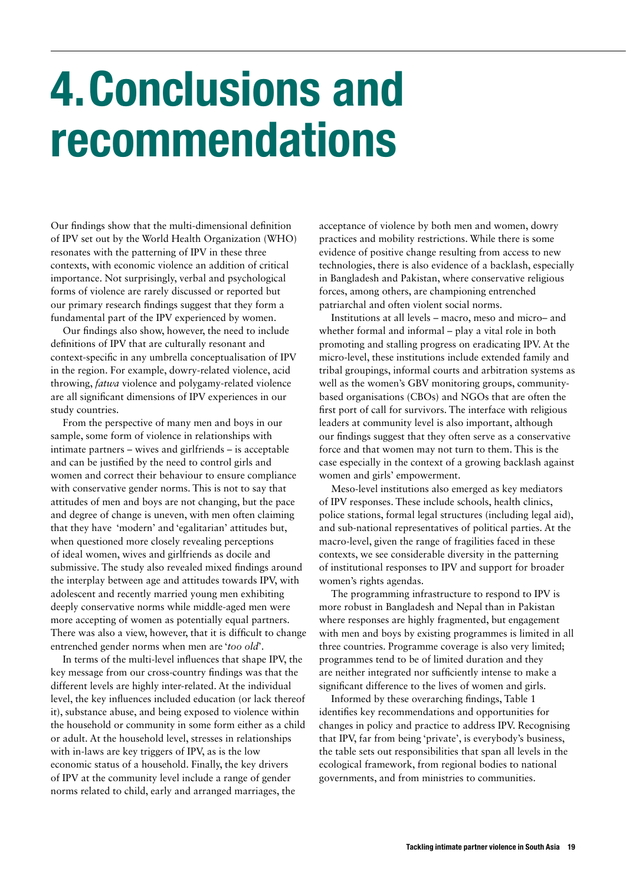# 4. Conclusions and recommendations

Our findings show that the multi-dimensional definition of IPV set out by the World Health Organization (WHO) resonates with the patterning of IPV in these three contexts, with economic violence an addition of critical importance. Not surprisingly, verbal and psychological forms of violence are rarely discussed or reported but our primary research findings suggest that they form a fundamental part of the IPV experienced by women.

Our findings also show, however, the need to include definitions of IPV that are culturally resonant and context-specific in any umbrella conceptualisation of IPV in the region. For example, dowry-related violence, acid throwing, *fatwa* violence and polygamy-related violence are all significant dimensions of IPV experiences in our study countries.

From the perspective of many men and boys in our sample, some form of violence in relationships with intimate partners – wives and girlfriends – is acceptable and can be justified by the need to control girls and women and correct their behaviour to ensure compliance with conservative gender norms. This is not to say that attitudes of men and boys are not changing, but the pace and degree of change is uneven, with men often claiming that they have 'modern' and 'egalitarian' attitudes but, when questioned more closely revealing perceptions of ideal women, wives and girlfriends as docile and submissive. The study also revealed mixed findings around the interplay between age and attitudes towards IPV, with adolescent and recently married young men exhibiting deeply conservative norms while middle-aged men were more accepting of women as potentially equal partners. There was also a view, however, that it is difficult to change entrenched gender norms when men are '*too old*'.

In terms of the multi-level influences that shape IPV, the key message from our cross-country findings was that the different levels are highly inter-related. At the individual level, the key influences included education (or lack thereof it), substance abuse, and being exposed to violence within the household or community in some form either as a child or adult. At the household level, stresses in relationships with in-laws are key triggers of IPV, as is the low economic status of a household. Finally, the key drivers of IPV at the community level include a range of gender norms related to child, early and arranged marriages, the acceptance of violence by both men and women, dowry practices and mobility restrictions. While there is some evidence of positive change resulting from access to new technologies, there is also evidence of a backlash, especially in Bangladesh and Pakistan, where conservative religious forces, among others, are championing entrenched patriarchal and often violent social norms.

Institutions at all levels – macro, meso and micro– and whether formal and informal – play a vital role in both promoting and stalling progress on eradicating IPV. At the micro-level, these institutions include extended family and tribal groupings, informal courts and arbitration systems as well as the women's GBV monitoring groups, community-based organisations (CBOs) and NGOs that are often the first port of call for survivors. The interface with religious leaders at community level is also important, although our findings suggest that they often serve as a conservative force and that women may not turn to them. This is the case especially in the context of a growing backlash against women and girls' empowerment.

Meso-level institutions also emerged as key mediators of IPV responses. These include schools, health clinics, police stations, formal legal structures (including legal aid), and sub-national representatives of political parties. At the macro-level, given the range of fragilities faced in these contexts, we see considerable diversity in the patterning of institutional responses to IPV and support for broader women's rights agendas.

The programming infrastructure to respond to IPV is more robust in Bangladesh and Nepal than in Pakistan where responses are highly fragmented, but engagement with men and boys by existing programmes is limited in all three countries. Programme coverage is also very limited; programmes tend to be of limited duration and they are neither integrated nor sufficiently intense to make a significant difference to the lives of women and girls.

Informed by these overarching findings, Table 1 identifies key recommendations and opportunities for changes in policy and practice to address IPV. Recognising that IPV, far from being 'private', is everybody's business, the table sets out responsibilities that span all levels in the ecological framework, from regional bodies to national governments, and from ministries to communities.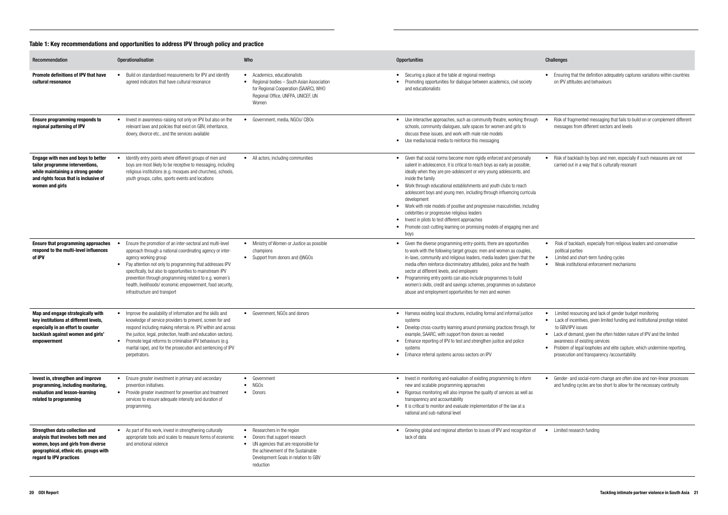### Table 1: Key recommendations and opportunities to address IPV through policy and practice

| Recommendation | Operationalisation | Who | Opportunities | Challenges |
|---|---|---|---|---|
| **Promote definitions of IPV that have cultural resonance** | • Build on standardised measurements for IPV and identify agreed indicators that have cultural resonance | • Academics, educationalists<br>• Regional bodies – South Asian Association for Regional Cooperation (SAARC), WHO Regional Office, UNFPA, UNICEF, UN Women | • Securing a place at the table at regional meetings<br>• Promoting opportunities for dialogue between academics, civil society and educationalists | • Ensuring that the definition adequately captures variations within countries on IPV attitudes and behaviours |
| **Ensure programming responds to regional patterning of IPV** | • Invest in awareness-raising not only on IPV but also on the relevant laws and policies that exist on GBV, inheritance, dowry, divorce etc., and the services available | • Government, media, NGOs/ CBOs | • Use interactive approaches, such as community theatre, working through schools, community dialogues, safe spaces for women and girls to discuss these issues, and work with male role models<br>• Use media/social media to reinforce this messaging | • Risk of fragmented messaging that fails to build on or complement different messages from different sectors and levels |
| **Engage with men and boys to better tailor programme interventions, while maintaining a strong gender and rights focus that is inclusive of women and girls** | • Identify entry points where different groups of men and boys are most likely to be receptive to messaging, including religious institutions (e.g. mosques and churches), schools, youth groups, cafes, sports events and locations | • All actors, including communities | • Given that social norms become more rigidly enforced and personally salient in adolescence, it is critical to reach boys as early as possible, ideally when they are pre-adolescent or very young adolescents, and inside the family<br>• Work through educational establishments and youth clubs to reach adolescent boys and young men, including through influencing curricula development<br>• Work with role models of positive and progressive masculinities, including celebrities or progressive religious leaders<br>• Invest in pilots to test different approaches<br>• Promote cost-cutting learning on promising models of engaging men and boys | • Risk of backlash by boys and men, especially if such measures are not carried out in a way that is culturally resonant |
| **Ensure that programming approaches respond to the multi-level influences of IPV** | • Ensure the promotion of an inter-sectoral and multi-level approach through a national coordinating agency or inter-agency working group<br>• Pay attention not only to programming that addresses IPV specifically, but also to opportunities to mainstream IPV prevention through programming related to e.g. women's health, livelihoods/ economic empowerment, food security, infrastructure and transport | • Ministry of Women or Justice as possible champions<br>• Support from donors and (I)NGOs | • Given the diverse programming entry-points, there are opportunities to work with the following target groups: men and women as couples, in-laws, community and religious leaders, media leaders (given that the media often reinforce discriminatory attitudes), police and the health sector at different levels, and employers<br>• Programming entry points can also include programmes to build women's skills, credit and savings schemes, programmes on substance abuse and employment opportunities for men and women | • Risk of backlash, especially from religious leaders and conservative political parties<br>• Limited and short-term funding cycles<br>• Weak institutional enforcement mechanisms |
| **Map and engage strategically with key institutions at different levels, especially in an effort to counter backlash against women and girls' empowerment** | • Improve the availability of information and the skills and knowledge of service providers to prevent, screen for and respond including making referrals re. IPV within and across the justice, legal, protection, health and education sectors).<br>• Promote legal reforms to criminalise IPV behaviours (e.g. marital rape), and for the prosecution and sentencing of IPV perpetrators. | • Government, NGOs and donors | • Harness existing local structures, including formal and informal justice systems<br>• Develop cross-country learning around promising practices through, for example, SAARC, with support from donors as needed<br>• Enhance reporting of IPV to test and strengthen justice and police systems<br>• Enhance referral systems across sectors on IPV | • Limited resourcing and lack of gender budget monitoring<br>• Lack of incentives, given limited funding and institutional prestige related to GBV/IPV issues<br>• Lack of demand, given the often hidden nature of IPV and the limited awareness of existing services<br>• Problem of legal loopholes and elite capture, which undermine reporting, prosecution and transparency /accountability |
| **Invest in, strengthen and improve programming, including monitoring, evaluation and lesson-learning related to programming** | • Ensure greater investment in primary and secondary prevention initiatives.<br>• Provide greater investment for prevention and treatment services to ensure adequate intensity and duration of programming. | • Government<br>• NGOs<br>• Donors | • Invest in monitoring and evaluation of existing programming to inform new and scalable programming approaches<br>• Rigorous monitoring will also improve the quality of services as well as transparency and accountability<br>• It is critical to monitor and evaluate implementation of the law at a national and sub-national level | • Gender- and social-norm change are often slow and non-linear processes and funding cycles are too short to allow for the necessary continuity |
| **Strengthen data collection and analysis that involves both men and women, boys and girls from diverse geographical, ethnic etc. groups with regard to IPV practices** | • As part of this work, invest in strengthening culturally appropriate tools and scales to measure forms of economic and emotional violence | • Researchers in the region<br>• Donors that support research<br>• UN agencies that are responsible for the achievement of the Sustainable Development Goals in relation to GBV reduction | • Growing global and regional attention to issues of IPV and recognition of lack of data | • Limited research funding |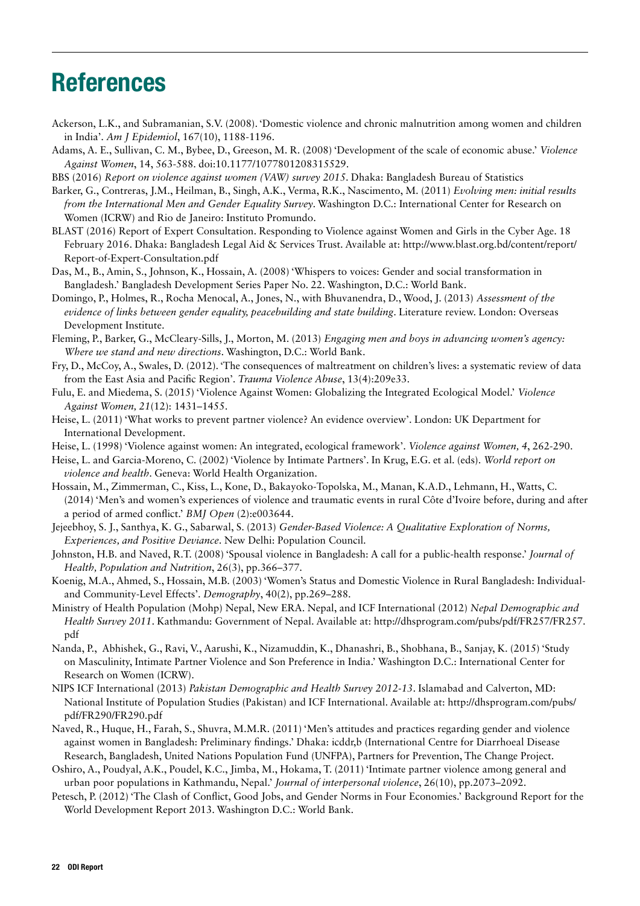# References

Ackerson, L.K., and Subramanian, S.V. (2008). 'Domestic violence and chronic malnutrition among women and children in India'. *Am J Epidemiol*, 167(10), 1188-1196.

Adams, A. E., Sullivan, C. M., Bybee, D., Greeson, M. R. (2008) 'Development of the scale of economic abuse.' *Violence Against Women*, 14, 563-588. doi:10.1177/1077801208315529.

BBS (2016) *Report on violence against women (VAW) survey 2015*. Dhaka: Bangladesh Bureau of Statistics

Barker, G., Contreras, J.M., Heilman, B., Singh, A.K., Verma, R.K., Nascimento, M. (2011) *Evolving men: initial results from the International Men and Gender Equality Survey*. Washington D.C.: International Center for Research on Women (ICRW) and Rio de Janeiro: Instituto Promundo.

BLAST (2016) Report of Expert Consultation. Responding to Violence against Women and Girls in the Cyber Age. 18 February 2016. Dhaka: Bangladesh Legal Aid & Services Trust. Available at: http://www.blast.org.bd/content/report/Report-of-Expert-Consultation.pdf

Das, M., B., Amin, S., Johnson, K., Hossain, A. (2008) 'Whispers to voices: Gender and social transformation in Bangladesh.' Bangladesh Development Series Paper No. 22. Washington, D.C.: World Bank.

Domingo, P., Holmes, R., Rocha Menocal, A., Jones, N., with Bhuvanendra, D., Wood, J. (2013) *Assessment of the evidence of links between gender equality, peacebuilding and state building*. Literature review. London: Overseas Development Institute.

Fleming, P., Barker, G., McCleary-Sills, J., Morton, M. (2013) *Engaging men and boys in advancing women's agency: Where we stand and new directions*. Washington, D.C.: World Bank.

Fry, D., McCoy, A., Swales, D. (2012). 'The consequences of maltreatment on children's lives: a systematic review of data from the East Asia and Pacific Region'. *Trauma Violence Abuse*, 13(4):209e33.

Fulu, E. and Miedema, S. (2015) 'Violence Against Women: Globalizing the Integrated Ecological Model.' *Violence Against Women, 21*(12): 1431–1455.

Heise, L. (2011) 'What works to prevent partner violence? An evidence overview'. London: UK Department for International Development.

Heise, L. (1998) 'Violence against women: An integrated, ecological framework'. *Violence against Women, 4*, 262-290.

Heise, L. and Garcia-Moreno, C. (2002) 'Violence by Intimate Partners'. In Krug, E.G. et al. (eds). *World report on violence and health*. Geneva: World Health Organization.

Hossain, M., Zimmerman, C., Kiss, L., Kone, D., Bakayoko-Topolska, M., Manan, K.A.D., Lehmann, H., Watts, C. (2014) 'Men's and women's experiences of violence and traumatic events in rural Côte d'Ivoire before, during and after a period of armed conflict.' *BMJ Open* (2):e003644.

Jejeebhoy, S. J., Santhya, K. G., Sabarwal, S. (2013) *Gender-Based Violence: A Qualitative Exploration of Norms, Experiences, and Positive Deviance*. New Delhi: Population Council.

Johnston, H.B. and Naved, R.T. (2008) 'Spousal violence in Bangladesh: A call for a public-health response.' *Journal of Health, Population and Nutrition*, 26(3), pp.366–377.

Koenig, M.A., Ahmed, S., Hossain, M.B. (2003) 'Women's Status and Domestic Violence in Rural Bangladesh: Individual- and Community-Level Effects'. *Demography*, 40(2), pp.269–288.

Ministry of Health Population (Mohp) Nepal, New ERA. Nepal, and ICF International (2012) *Nepal Demographic and Health Survey 2011*. Kathmandu: Government of Nepal. Available at: http://dhsprogram.com/pubs/pdf/FR257/FR257.pdf

Nanda, P., Abhishek, G., Ravi, V., Aarushi, K., Nizamuddin, K., Dhanashri, B., Shobhana, B., Sanjay, K. (2015) 'Study on Masculinity, Intimate Partner Violence and Son Preference in India.' Washington D.C.: International Center for Research on Women (ICRW).

NIPS ICF International (2013) *Pakistan Demographic and Health Survey 2012-13*. Islamabad and Calverton, MD: National Institute of Population Studies (Pakistan) and ICF International. Available at: http://dhsprogram.com/pubs/pdf/FR290/FR290.pdf

Naved, R., Huque, H., Farah, S., Shuvra, M.M.R. (2011) 'Men's attitudes and practices regarding gender and violence against women in Bangladesh: Preliminary findings.' Dhaka: icddr,b (International Centre for Diarrhoeal Disease Research, Bangladesh, United Nations Population Fund (UNFPA), Partners for Prevention, The Change Project.

Oshiro, A., Poudyal, A.K., Poudel, K.C., Jimba, M., Hokama, T. (2011) 'Intimate partner violence among general and urban poor populations in Kathmandu, Nepal.' *Journal of interpersonal violence*, 26(10), pp.2073–2092.

Petesch, P. (2012) 'The Clash of Conflict, Good Jobs, and Gender Norms in Four Economies.' Background Report for the World Development Report 2013. Washington D.C.: World Bank.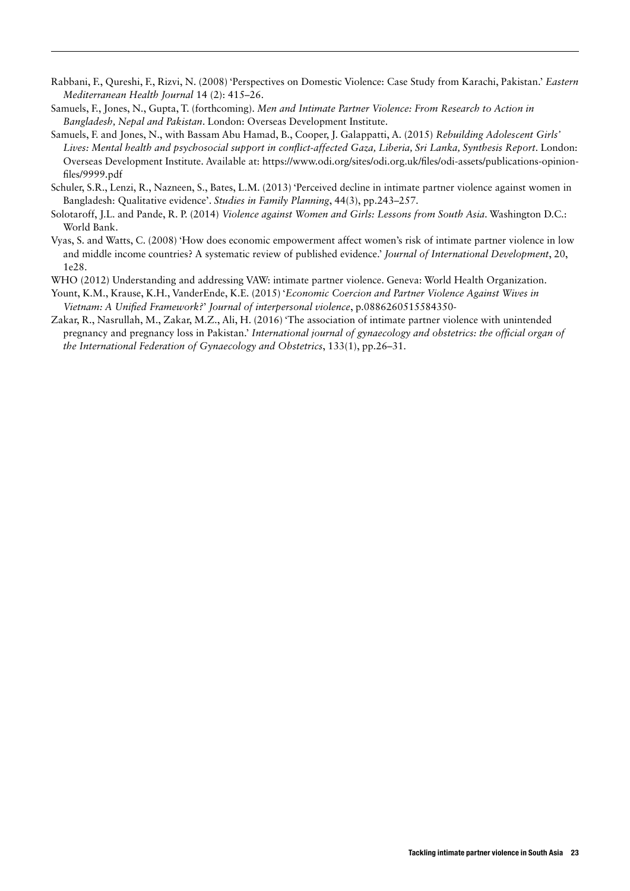Rabbani, F., Qureshi, F., Rizvi, N. (2008) 'Perspectives on Domestic Violence: Case Study from Karachi, Pakistan.' *Eastern Mediterranean Health Journal* 14 (2): 415–26.

Samuels, F., Jones, N., Gupta, T. (forthcoming). *Men and Intimate Partner Violence: From Research to Action in Bangladesh, Nepal and Pakistan*. London: Overseas Development Institute.

Samuels, F. and Jones, N., with Bassam Abu Hamad, B., Cooper, J. Galappatti, A. (2015) *Rebuilding Adolescent Girls' Lives: Mental health and psychosocial support in conflict-affected Gaza, Liberia, Sri Lanka, Synthesis Report*. London: Overseas Development Institute. Available at: https://www.odi.org/sites/odi.org.uk/files/odi-assets/publications-opinion-files/9999.pdf

Schuler, S.R., Lenzi, R., Nazneen, S., Bates, L.M. (2013) 'Perceived decline in intimate partner violence against women in Bangladesh: Qualitative evidence'. *Studies in Family Planning*, 44(3), pp.243–257.

Solotaroff, J.L. and Pande, R. P. (2014) *Violence against Women and Girls: Lessons from South Asia*. Washington D.C.: World Bank.

Vyas, S. and Watts, C. (2008) 'How does economic empowerment affect women's risk of intimate partner violence in low and middle income countries? A systematic review of published evidence.' *Journal of International Development*, 20, 1e28.

WHO (2012) Understanding and addressing VAW: intimate partner violence. Geneva: World Health Organization.

Yount, K.M., Krause, K.H., VanderEnde, K.E. (2015) '*Economic Coercion and Partner Violence Against Wives in Vietnam: A Unified Framework?*' *Journal of interpersonal violence*, p.0886260515584350-

Zakar, R., Nasrullah, M., Zakar, M.Z., Ali, H. (2016) 'The association of intimate partner violence with unintended pregnancy and pregnancy loss in Pakistan.' *International journal of gynaecology and obstetrics: the official organ of the International Federation of Gynaecology and Obstetrics*, 133(1), pp.26–31.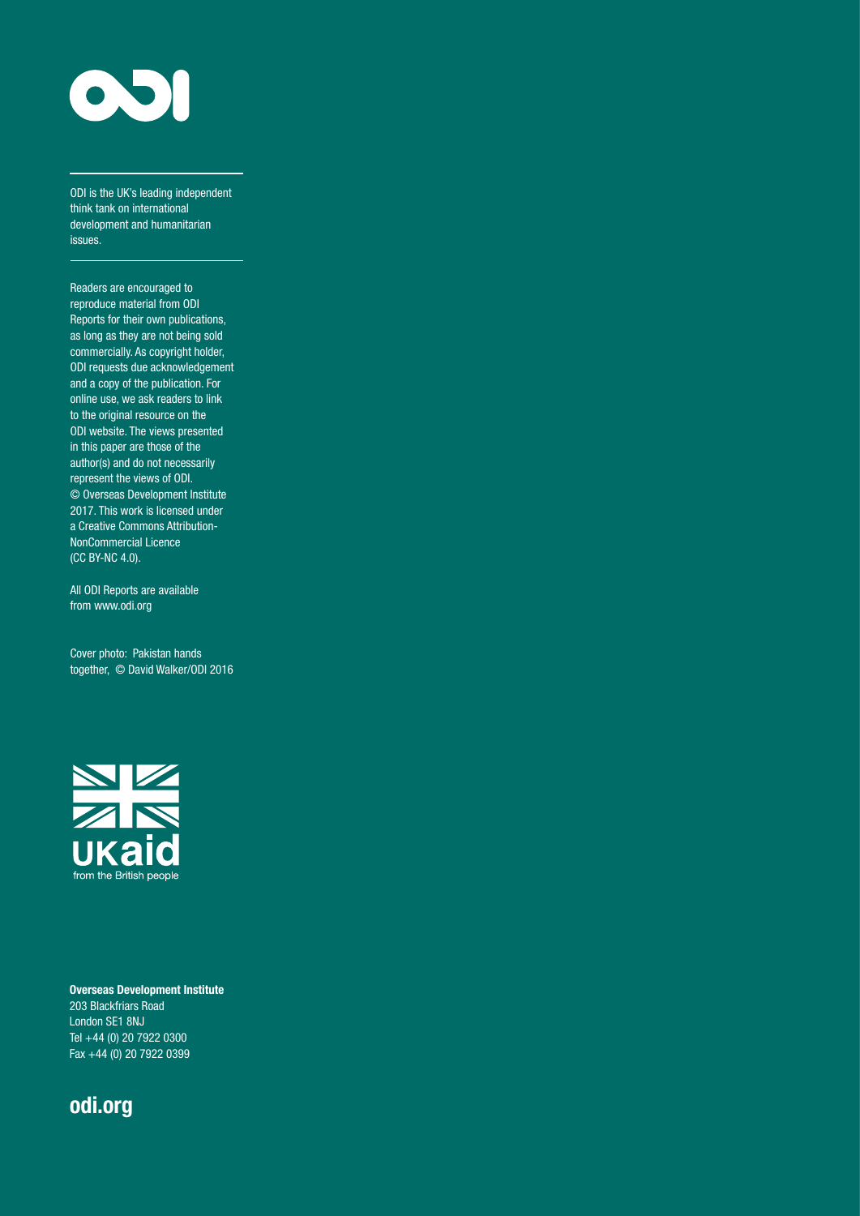ODI is the UK's leading independent think tank on international development and humanitarian issues.

Readers are encouraged to reproduce material from ODI Reports for their own publications, as long as they are not being sold commercially. As copyright holder, ODI requests due acknowledgement and a copy of the publication. For online use, we ask readers to link to the original resource on the ODI website. The views presented in this paper are those of the author(s) and do not necessarily represent the views of ODI.
© Overseas Development Institute 2017. This work is licensed under a Creative Commons Attribution-NonCommercial Licence (CC BY-NC 4.0).

All ODI Reports are available from www.odi.org

Cover photo: Pakistan hands together, © David Walker/ODI 2016

UKaid
from the British people

**Overseas Development Institute**
203 Blackfriars Road
London SE1 8NJ
Tel +44 (0) 20 7922 0300
Fax +44 (0) 20 7922 0399

**odi.org**